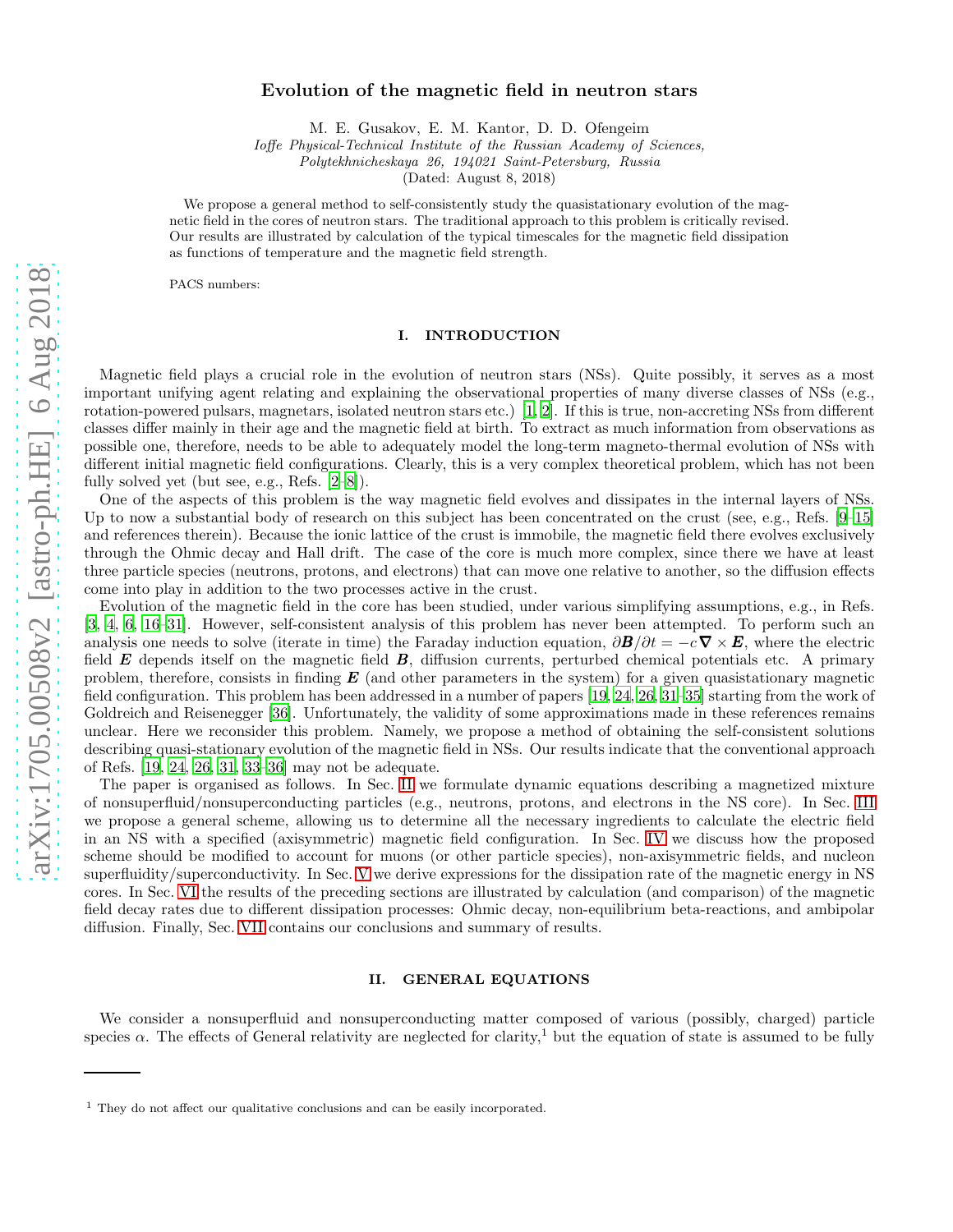# Evolution of the magnetic field in neutron stars

M. E. Gusakov, E. M. Kantor, D. D. Ofengeim

*Ioffe Physical-Technical Institute of the Russian Academy of Sciences, Polytekhnicheskaya 26, 194021 Saint-Petersburg, Russia*

(Dated: August 8, 2018)

We propose a general method to self-consistently study the quasistationary evolution of the magnetic field in the cores of neutron stars. The traditional approach to this problem is critically revised. Our results are illustrated by calculation of the typical timescales for the magnetic field dissipation as functions of temperature and the magnetic field strength.

PACS numbers:

## I. INTRODUCTION

Magnetic field plays a crucial role in the evolution of neutron stars (NSs). Quite possibly, it serves as a most important unifying agent relating and explaining the observational properties of many diverse classes of NSs (e.g., rotation-powered pulsars, magnetars, isolated neutron stars etc.) [1, 2]. If this is true, non-accreting NSs from different classes differ mainly in their age and the magnetic field at birth. To extract as much information from observations as possible one, therefore, needs to be able to adequately model the long-term magneto-thermal evolution of NSs with different initial magnetic field configurations. Clearly, this is a very complex theoretical problem, which has not been fully solved yet (but see, e.g., Refs. [2–8]).

One of the aspects of this problem is the way magnetic field evolves and dissipates in the internal layers of NSs. Up to now a substantial body of research on this subject has been concentrated on the crust (see, e.g., Refs. [9–15] and references therein). Because the ionic lattice of the crust is immobile, the magnetic field there evolves exclusively through the Ohmic decay and Hall drift. The case of the core is much more complex, since there we have at least three particle species (neutrons, protons, and electrons) that can move one relative to another, so the diffusion effects come into play in addition to the two processes active in the crust.

Evolution of the magnetic field in the core has been studied, under various simplifying assumptions, e.g., in Refs. [3, 4, 6, 16–31]. However, self-consistent analysis of this problem has never been attempted. To perform such an analysis one needs to solve (iterate in time) the Faraday induction equation, $\partial \boldsymbol{B}/\partial t = -c\boldsymbol{\nabla} \times \boldsymbol{E}$, where the electric field $\boldsymbol{E}$ depends itself on the magnetic field $\boldsymbol{B}$, diffusion currents, perturbed chemical potentials etc. A primary problem, therefore, consists in finding $\boldsymbol{E}$ (and other parameters in the system) for a given quasistationary magnetic field configuration. This problem has been addressed in a number of papers [19, 24, 26, 31–35] starting from the work of Goldreich and Reisenegger [36]. Unfortunately, the validity of some approximations made in these references remains unclear. Here we reconsider this problem. Namely, we propose a method of obtaining the self-consistent solutions describing quasi-stationary evolution of the magnetic field in NSs. Our results indicate that the conventional approach of Refs. [19, 24, 26, 31, 33–36] may not be adequate.

The paper is organised as follows. In Sec. II we formulate dynamic equations describing a magnetized mixture of nonsuperfluid/nonsuperconducting particles (e.g., neutrons, protons, and electrons in the NS core). In Sec. III we propose a general scheme, allowing us to determine all the necessary ingredients to calculate the electric field in an NS with a specified (axisymmetric) magnetic field configuration. In Sec. IV we discuss how the proposed scheme should be modified to account for muons (or other particle species), non-axisymmetric fields, and nucleon superfluidity/superconductivity. In Sec. V we derive expressions for the dissipation rate of the magnetic energy in NS cores. In Sec. VI the results of the preceding sections are illustrated by calculation (and comparison) of the magnetic field decay rates due to different dissipation processes: Ohmic decay, non-equilibrium beta-reactions, and ambipolar diffusion. Finally, Sec. VII contains our conclusions and summary of results.

## II. GENERAL EQUATIONS

We consider a nonsuperfluid and nonsuperconducting matter composed of various (possibly, charged) particle species $\alpha$. The effects of General relativity are neglected for clarity,[1] but the equation of state is assumed to be fully

[1] They do not affect our qualitative conclusions and can be easily incorporated.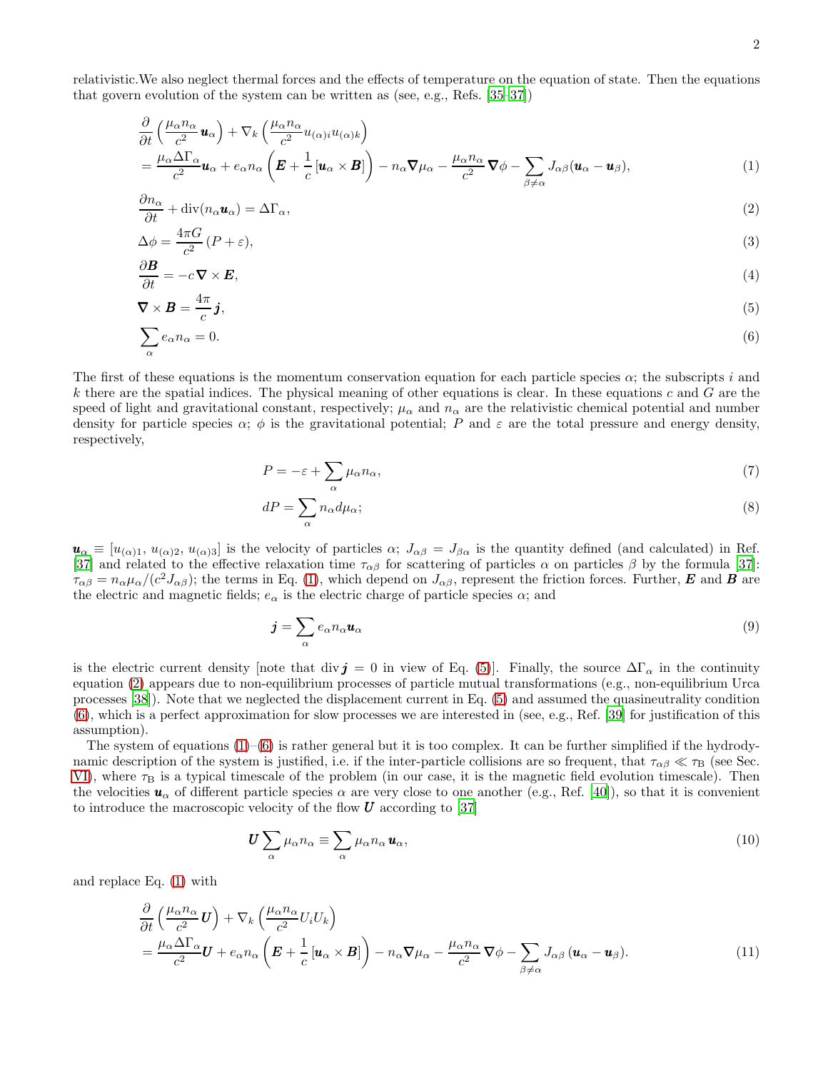relativistic.We also neglect thermal forces and the effects of temperature on the equation of state. Then the equations that govern evolution of the system can be written as (see, e.g., Refs. [35–37])

$$
\begin{aligned}
&\frac{\partial}{\partial t}\left(\frac{\mu_\alpha n_\alpha}{c^2}\boldsymbol{u}_\alpha\right) + \nabla_k\left(\frac{\mu_\alpha n_\alpha}{c^2} u_{(\alpha)i}u_{(\alpha)k}\right) \\
&= \frac{\mu_\alpha \Delta\Gamma_\alpha}{c^2}\boldsymbol{u}_\alpha + e_\alpha n_\alpha\left(\boldsymbol{E} + \frac{1}{c}\left[\boldsymbol{u}_\alpha \times \boldsymbol{B}\right]\right) - n_\alpha \boldsymbol{\nabla}\mu_\alpha - \frac{\mu_\alpha n_\alpha}{c^2}\boldsymbol{\nabla}\phi - \sum_{\beta\neq\alpha} J_{\alpha\beta}(\boldsymbol{u}_\alpha - \boldsymbol{u}_\beta),
\end{aligned}
\tag{1}
$$

$$
\frac{\partial n_\alpha}{\partial t} + \mathrm{div}(n_\alpha \boldsymbol{u}_\alpha) = \Delta\Gamma_\alpha, \tag{2}
$$

$$
\Delta\phi = \frac{4\pi G}{c^2}\left(P + \varepsilon\right), \tag{3}
$$

$$
\frac{\partial \boldsymbol{B}}{\partial t} = -c\,\boldsymbol{\nabla}\times\boldsymbol{E}, \tag{4}
$$

$$
\boldsymbol{\nabla}\times\boldsymbol{B} = \frac{4\pi}{c}\boldsymbol{j}, \tag{5}
$$

$$
\sum_\alpha e_\alpha n_\alpha = 0. \tag{6}
$$

The first of these equations is the momentum conservation equation for each particle species $\alpha$; the subscripts $i$ and $k$ there are the spatial indices. The physical meaning of other equations is clear. In these equations $c$ and $G$ are the speed of light and gravitational constant, respectively; $\mu_\alpha$ and $n_\alpha$ are the relativistic chemical potential and number density for particle species $\alpha$; $\phi$ is the gravitational potential; $P$ and $\varepsilon$ are the total pressure and energy density, respectively,

$$
P = -\varepsilon + \sum_\alpha \mu_\alpha n_\alpha, \tag{7}
$$

$$
dP = \sum_\alpha n_\alpha d\mu_\alpha; \tag{8}
$$

$\boldsymbol{u}_\alpha \equiv [u_{(\alpha)1},\, u_{(\alpha)2},\, u_{(\alpha)3}]$ is the velocity of particles $\alpha$; $J_{\alpha\beta} = J_{\beta\alpha}$ is the quantity defined (and calculated) in Ref. [37] and related to the effective relaxation time $\tau_{\alpha\beta}$ for scattering of particles $\alpha$ on particles $\beta$ by the formula [37]: $\tau_{\alpha\beta} = n_\alpha\mu_\alpha/(c^2 J_{\alpha\beta})$; the terms in Eq. (1), which depend on $J_{\alpha\beta}$, represent the friction forces. Further, $\boldsymbol{E}$ and $\boldsymbol{B}$ are the electric and magnetic fields; $e_\alpha$ is the electric charge of particle species $\alpha$; and

$$
\boldsymbol{j} = \sum_\alpha e_\alpha n_\alpha \boldsymbol{u}_\alpha \tag{9}
$$

is the electric current density [note that $\mathrm{div}\,\boldsymbol{j} = 0$ in view of Eq. (5)]. Finally, the source $\Delta\Gamma_\alpha$ in the continuity equation (2) appears due to non-equilibrium processes of particle mutual transformations (e.g., non-equilibrium Urca processes [38]). Note that we neglected the displacement current in Eq. (5) and assumed the quasineutrality condition (6), which is a perfect approximation for slow processes we are interested in (see, e.g., Ref. [39] for justification of this assumption).

The system of equations (1)–(6) is rather general but it is too complex. It can be further simplified if the hydrodynamic description of the system is justified, i.e. if the inter-particle collisions are so frequent, that $\tau_{\alpha\beta} \ll \tau_{\rm B}$ (see Sec. VI), where $\tau_{\rm B}$ is a typical timescale of the problem (in our case, it is the magnetic field evolution timescale). Then the velocities $\boldsymbol{u}_\alpha$ of different particle species $\alpha$ are very close to one another (e.g., Ref. [40]), so that it is convenient to introduce the macroscopic velocity of the flow $\boldsymbol{U}$ according to [37]

$$
\boldsymbol{U}\sum_\alpha \mu_\alpha n_\alpha \equiv \sum_\alpha \mu_\alpha n_\alpha\,\boldsymbol{u}_\alpha, \tag{10}
$$

and replace Eq. (1) with

$$
\begin{aligned}
&\frac{\partial}{\partial t}\left(\frac{\mu_\alpha n_\alpha}{c^2}\boldsymbol{U}\right) + \nabla_k\left(\frac{\mu_\alpha n_\alpha}{c^2} U_i U_k\right) \\
&= \frac{\mu_\alpha \Delta\Gamma_\alpha}{c^2}\boldsymbol{U} + e_\alpha n_\alpha\left(\boldsymbol{E} + \frac{1}{c}\left[\boldsymbol{u}_\alpha \times \boldsymbol{B}\right]\right) - n_\alpha \boldsymbol{\nabla}\mu_\alpha - \frac{\mu_\alpha n_\alpha}{c^2}\boldsymbol{\nabla}\phi - \sum_{\beta\neq\alpha} J_{\alpha\beta}\left(\boldsymbol{u}_\alpha - \boldsymbol{u}_\beta\right).
\end{aligned}
\tag{11}
$$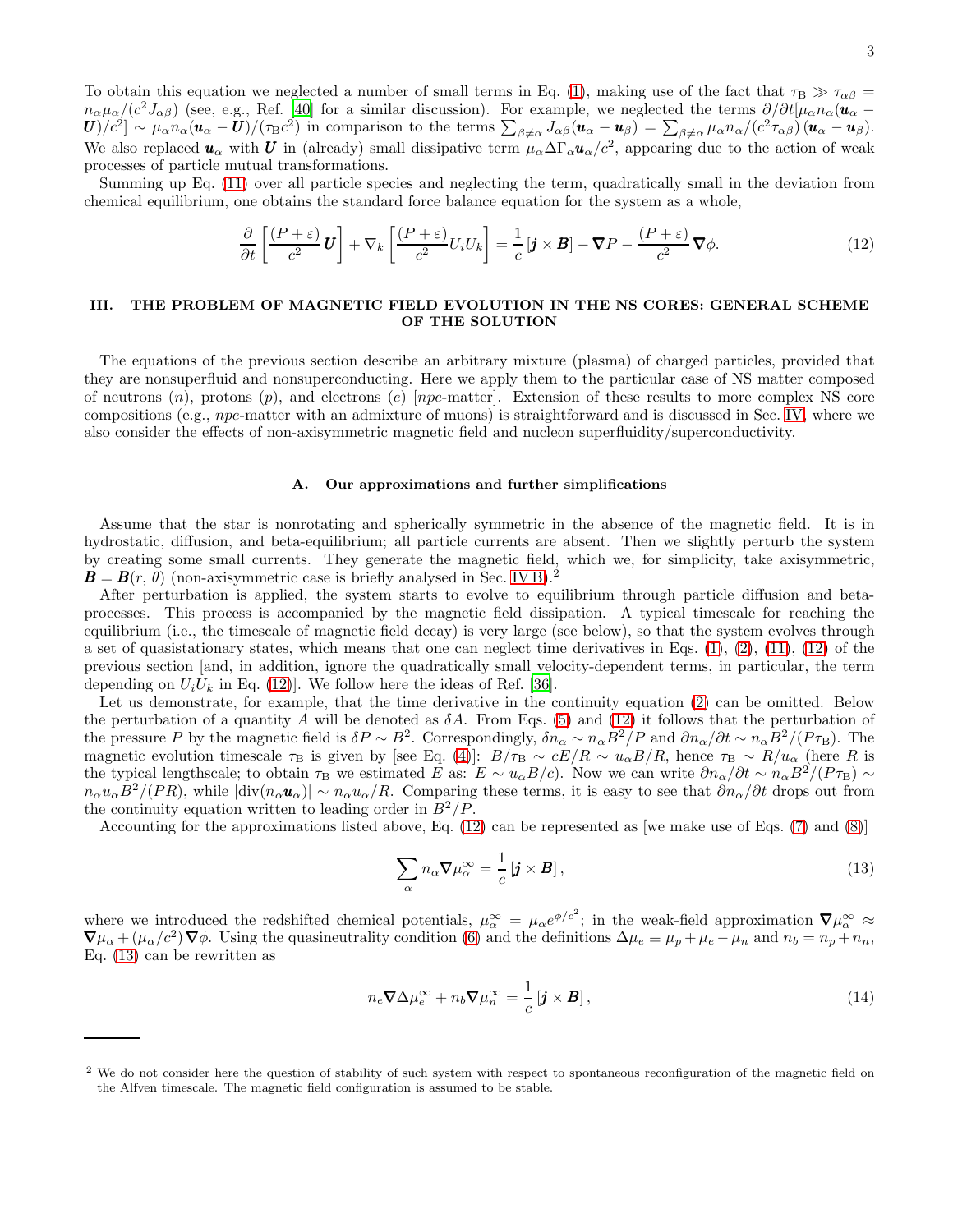To obtain this equation we neglected a number of small terms in Eq. (1), making use of the fact that $\tau_{\rm B} \gg \tau_{\alpha\beta} = n_\alpha \mu_\alpha/(c^2 J_{\alpha\beta})$ (see, e.g., Ref. [40] for a similar discussion). For example, we neglected the terms $\partial/\partial t[\mu_\alpha n_\alpha(\boldsymbol{u}_\alpha - \boldsymbol{U})/c^2] \sim \mu_\alpha n_\alpha(\boldsymbol{u}_\alpha - \boldsymbol{U})/(\tau_{\rm B} c^2)$ in comparison to the terms $\sum_{\beta\neq\alpha} J_{\alpha\beta}(\boldsymbol{u}_\alpha - \boldsymbol{u}_\beta) = \sum_{\beta\neq\alpha} \mu_\alpha n_\alpha/(c^2 \tau_{\alpha\beta})(\boldsymbol{u}_\alpha - \boldsymbol{u}_\beta)$. We also replaced $\boldsymbol{u}_\alpha$ with $\boldsymbol{U}$ in (already) small dissipative term $\mu_\alpha \Delta\Gamma_\alpha \boldsymbol{u}_\alpha/c^2$, appearing due to the action of weak processes of particle mutual transformations.

Summing up Eq. (11) over all particle species and neglecting the term, quadratically small in the deviation from chemical equilibrium, one obtains the standard force balance equation for the system as a whole,

$$
\frac{\partial}{\partial t}\left[\frac{(P+\varepsilon)}{c^2}\boldsymbol{U}\right] + \nabla_k\left[\frac{(P+\varepsilon)}{c^2}U_i U_k\right] = \frac{1}{c}\left[\boldsymbol{j}\times\boldsymbol{B}\right] - \boldsymbol{\nabla}P - \frac{(P+\varepsilon)}{c^2}\boldsymbol{\nabla}\phi. \tag{12}
$$

## III. THE PROBLEM OF MAGNETIC FIELD EVOLUTION IN THE NS CORES: GENERAL SCHEME OF THE SOLUTION

The equations of the previous section describe an arbitrary mixture (plasma) of charged particles, provided that they are nonsuperfluid and nonsuperconducting. Here we apply them to the particular case of NS matter composed of neutrons ($n$), protons ($p$), and electrons ($e$) [$npe$-matter]. Extension of these results to more complex NS core compositions (e.g., $npe$-matter with an admixture of muons) is straightforward and is discussed in Sec. IV, where we also consider the effects of non-axisymmetric magnetic field and nucleon superfluidity/superconductivity.

### A. Our approximations and further simplifications

Assume that the star is nonrotating and spherically symmetric in the absence of the magnetic field. It is in hydrostatic, diffusion, and beta-equilibrium; all particle currents are absent. Then we slightly perturb the system by creating some small currents. They generate the magnetic field, which we, for simplicity, take axisymmetric, $\boldsymbol{B} = \boldsymbol{B}(r,\theta)$ (non-axisymmetric case is briefly analysed in Sec. IV B).[2]

After perturbation is applied, the system starts to evolve to equilibrium through particle diffusion and beta-processes. This process is accompanied by the magnetic field dissipation. A typical timescale for reaching the equilibrium (i.e., the timescale of magnetic field decay) is very large (see below), so that the system evolves through a set of quasistationary states, which means that one can neglect time derivatives in Eqs. (1), (2), (11), (12) of the previous section [and, in addition, ignore the quadratically small velocity-dependent terms, in particular, the term depending on $U_i U_k$ in Eq. (12)]. We follow here the ideas of Ref. [36].

Let us demonstrate, for example, that the time derivative in the continuity equation (2) can be omitted. Below the perturbation of a quantity $A$ will be denoted as $\delta A$. From Eqs. (5) and (12) it follows that the perturbation of the pressure $P$ by the magnetic field is $\delta P \sim B^2$. Correspondingly, $\delta n_\alpha \sim n_\alpha B^2/P$ and $\partial n_\alpha/\partial t \sim n_\alpha B^2/(P\tau_{\rm B})$. The magnetic evolution timescale $\tau_{\rm B}$ is given by [see Eq. (4)]: $B/\tau_{\rm B} \sim cE/R \sim u_\alpha B/R$, hence $\tau_{\rm B} \sim R/u_\alpha$ (here $R$ is the typical lengthscale; to obtain $\tau_{\rm B}$ we estimated $E$ as: $E \sim u_\alpha B/c$). Now we can write $\partial n_\alpha/\partial t \sim n_\alpha B^2/(P\tau_{\rm B}) \sim n_\alpha u_\alpha B^2/(PR)$, while $|{\rm div}(n_\alpha \boldsymbol{u}_\alpha)| \sim n_\alpha u_\alpha/R$. Comparing these terms, it is easy to see that $\partial n_\alpha/\partial t$ drops out from the continuity equation written to leading order in $B^2/P$.

Accounting for the approximations listed above, Eq. (12) can be represented as [we make use of Eqs. (7) and (8)]

$$
\sum_\alpha n_\alpha \boldsymbol{\nabla}\mu_\alpha^\infty = \frac{1}{c}\left[\boldsymbol{j}\times\boldsymbol{B}\right], \tag{13}
$$

where we introduced the redshifted chemical potentials, $\mu_\alpha^\infty = \mu_\alpha e^{\phi/c^2}$; in the weak-field approximation $\boldsymbol{\nabla}\mu_\alpha^\infty \approx \boldsymbol{\nabla}\mu_\alpha + (\mu_\alpha/c^2)\boldsymbol{\nabla}\phi$. Using the quasineutrality condition (6) and the definitions $\Delta\mu_e \equiv \mu_p + \mu_e - \mu_n$ and $n_b = n_p + n_n$, Eq. (13) can be rewritten as

$$
n_e \boldsymbol{\nabla}\Delta\mu_e^\infty + n_b \boldsymbol{\nabla}\mu_n^\infty = \frac{1}{c}\left[\boldsymbol{j}\times\boldsymbol{B}\right], \tag{14}
$$

---

[2] We do not consider here the question of stability of such system with respect to spontaneous reconfiguration of the magnetic field on the Alfven timescale. The magnetic field configuration is assumed to be stable.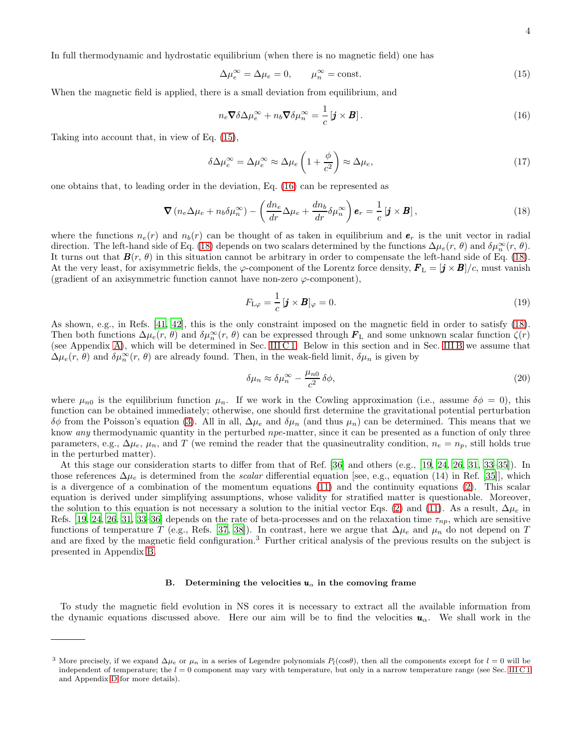In full thermodynamic and hydrostatic equilibrium (when there is no magnetic field) one has

$$\Delta\mu_e^\infty = \Delta\mu_e = 0, \qquad \mu_n^\infty = \text{const}. \tag{15}$$

When the magnetic field is applied, there is a small deviation from equilibrium, and

$$n_e \boldsymbol{\nabla}\delta\Delta\mu_e^\infty + n_b \boldsymbol{\nabla}\delta\mu_n^\infty = \frac{1}{c}\left[\boldsymbol{j}\times\boldsymbol{B}\right]. \tag{16}$$

Taking into account that, in view of Eq. (15),

$$\delta\Delta\mu_e^\infty = \Delta\mu_e^\infty \approx \Delta\mu_e\left(1+\frac{\phi}{c^2}\right) \approx \Delta\mu_e, \tag{17}$$

one obtains that, to leading order in the deviation, Eq. (16) can be represented as

$$\boldsymbol{\nabla}\left(n_e\Delta\mu_e + n_b\delta\mu_n^\infty\right) - \left(\frac{dn_e}{dr}\Delta\mu_e + \frac{dn_b}{dr}\delta\mu_n^\infty\right)\boldsymbol{e}_r = \frac{1}{c}\left[\boldsymbol{j}\times\boldsymbol{B}\right], \tag{18}$$

where the functions $n_e(r)$ and $n_b(r)$ can be thought of as taken in equilibrium and $\boldsymbol{e}_r$ is the unit vector in radial direction. The left-hand side of Eq. (18) depends on two scalars determined by the functions $\Delta\mu_e(r,\theta)$ and $\delta\mu_n^\infty(r,\theta)$. It turns out that $\boldsymbol{B}(r,\theta)$ in this situation cannot be arbitrary in order to compensate the left-hand side of Eq. (18). At the very least, for axisymmetric fields, the $\varphi$-component of the Lorentz force density, $\boldsymbol{F}_{\rm L} = [\boldsymbol{j}\times\boldsymbol{B}]/c$, must vanish (gradient of an axisymmetric function cannot have non-zero $\varphi$-component),

$$F_{{\rm L}\varphi} = \frac{1}{c}\left[\boldsymbol{j}\times\boldsymbol{B}\right]_\varphi = 0. \tag{19}$$

As shown, e.g., in Refs. [41, 42], this is the only constraint imposed on the magnetic field in order to satisfy (18). Then both functions $\Delta\mu_e(r,\theta)$ and $\delta\mu_n^\infty(r,\theta)$ can be expressed through $\boldsymbol{F}_{\rm L}$ and some unknown scalar function $\zeta(r)$ (see Appendix A), which will be determined in Sec. III C 1. Below in this section and in Sec. III B we assume that $\Delta\mu_e(r,\theta)$ and $\delta\mu_n^\infty(r,\theta)$ are already found. Then, in the weak-field limit, $\delta\mu_n$ is given by

$$\delta\mu_n \approx \delta\mu_n^\infty - \frac{\mu_{n0}}{c^2}\,\delta\phi, \tag{20}$$

where $\mu_{n0}$ is the equilibrium function $\mu_n$. If we work in the Cowling approximation (i.e., assume $\delta\phi = 0$), this function can be obtained immediately; otherwise, one should first determine the gravitational potential perturbation $\delta\phi$ from the Poisson's equation (3). All in all, $\Delta\mu_e$ and $\delta\mu_n$ (and thus $\mu_n$) can be determined. This means that we know *any* thermodynamic quantity in the perturbed *npe*-matter, since it can be presented as a function of only three parameters, e.g., $\Delta\mu_e$, $\mu_n$, and $T$ (we remind the reader that the quasineutrality condition, $n_e = n_p$, still holds true in the perturbed matter).

At this stage our consideration starts to differ from that of Ref. [36] and others (e.g., [19, 24, 26, 31, 33–35]). In those references $\Delta\mu_e$ is determined from the *scalar* differential equation [see, e.g., equation (14) in Ref. [35]], which is a divergence of a combination of the momentum equations (11) and the continuity equations (2). This scalar equation is derived under simplifying assumptions, whose validity for stratified matter is questionable. Moreover, the solution to this equation is not necessary a solution to the initial vector Eqs. (2) and (11). As a result, $\Delta\mu_e$ in Refs. [19, 24, 26, 31, 33–36] depends on the rate of beta-processes and on the relaxation time $\tau_{np}$, which are sensitive functions of temperature $T$ (e.g., Refs. [37, 38]). In contrast, here we argue that $\Delta\mu_e$ and $\mu_n$ do not depend on $T$ and are fixed by the magnetic field configuration.[3] Further critical analysis of the previous results on the subject is presented in Appendix B.

### B. Determining the velocities $\boldsymbol{u}_\alpha$ in the comoving frame

To study the magnetic field evolution in NS cores it is necessary to extract all the available information from the dynamic equations discussed above. Here our aim will be to find the velocities $\boldsymbol{u}_\alpha$. We shall work in the

---

[3] More precisely, if we expand $\Delta\mu_e$ or $\mu_n$ in a series of Legendre polynomials $P_l(\cos\theta)$, then all the components except for $l = 0$ will be independent of temperature; the $l = 0$ component may vary with temperature, but only in a narrow temperature range (see Sec. III C 1 and Appendix D for more details).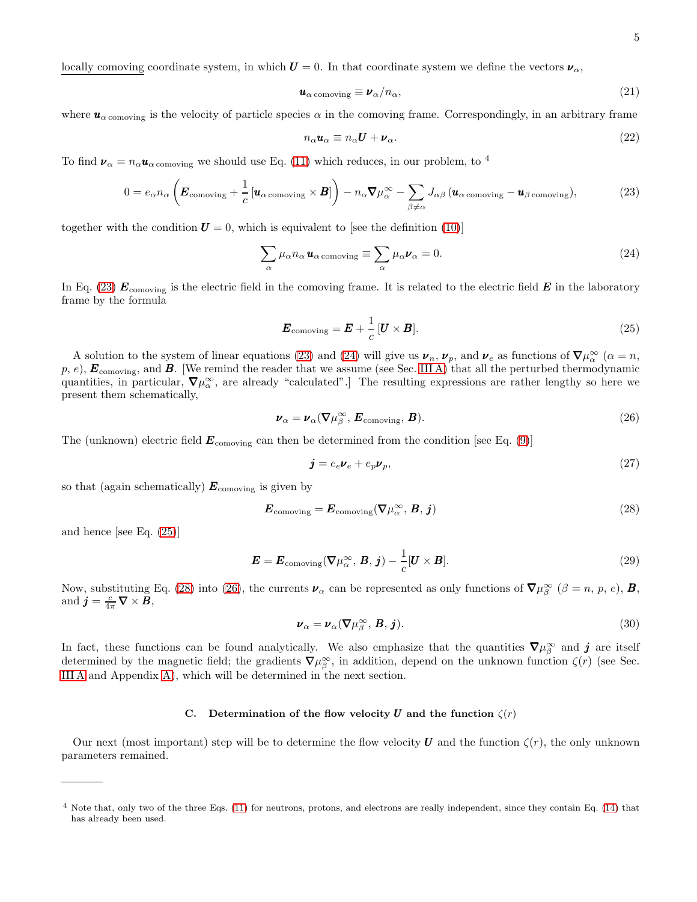locally comoving coordinate system, in which $\boldsymbol{U} = 0$. In that coordinate system we define the vectors $\boldsymbol{\nu}_\alpha$,

$$\boldsymbol{u}_{\alpha\,\text{comoving}} \equiv \boldsymbol{\nu}_\alpha / n_\alpha, \tag{21}$$

where $\boldsymbol{u}_{\alpha\,\text{comoving}}$ is the velocity of particle species $\alpha$ in the comoving frame. Correspondingly, in an arbitrary frame

$$n_\alpha \boldsymbol{u}_\alpha \equiv n_\alpha \boldsymbol{U} + \boldsymbol{\nu}_\alpha. \tag{22}$$

To find $\boldsymbol{\nu}_\alpha = n_\alpha \boldsymbol{u}_{\alpha\,\text{comoving}}$ we should use Eq. (11) which reduces, in our problem, to [4]

$$0 = e_\alpha n_\alpha \left( \boldsymbol{E}_{\text{comoving}} + \frac{1}{c} \left[ \boldsymbol{u}_{\alpha\,\text{comoving}} \times \boldsymbol{B} \right] \right) - n_\alpha \boldsymbol{\nabla} \mu_\alpha^\infty - \sum_{\beta \neq \alpha} J_{\alpha\beta} \left( \boldsymbol{u}_{\alpha\,\text{comoving}} - \boldsymbol{u}_{\beta\,\text{comoving}} \right), \tag{23}$$

together with the condition $\boldsymbol{U} = 0$, which is equivalent to [see the definition (10)]

$$\sum_\alpha \mu_\alpha n_\alpha \, \boldsymbol{u}_{\alpha\,\text{comoving}} \equiv \sum_\alpha \mu_\alpha \boldsymbol{\nu}_\alpha = 0. \tag{24}$$

In Eq. (23) $\boldsymbol{E}_{\text{comoving}}$ is the electric field in the comoving frame. It is related to the electric field $\boldsymbol{E}$ in the laboratory frame by the formula

$$\boldsymbol{E}_{\text{comoving}} = \boldsymbol{E} + \frac{1}{c} \left[ \boldsymbol{U} \times \boldsymbol{B} \right]. \tag{25}$$

A solution to the system of linear equations (23) and (24) will give us $\boldsymbol{\nu}_n$, $\boldsymbol{\nu}_p$, and $\boldsymbol{\nu}_e$ as functions of $\boldsymbol{\nabla} \mu_\alpha^\infty$ ($\alpha = n$, $p$, $e$), $\boldsymbol{E}_{\text{comoving}}$, and $\boldsymbol{B}$. [We remind the reader that we assume (see Sec. III A) that all the perturbed thermodynamic quantities, in particular, $\boldsymbol{\nabla} \mu_\alpha^\infty$, are already "calculated".] The resulting expressions are rather lengthy so here we present them schematically,

$$\boldsymbol{\nu}_\alpha = \boldsymbol{\nu}_\alpha (\boldsymbol{\nabla} \mu_\beta^\infty, \, \boldsymbol{E}_{\text{comoving}}, \, \boldsymbol{B}). \tag{26}$$

The (unknown) electric field $\boldsymbol{E}_{\text{comoving}}$ can then be determined from the condition [see Eq. (9)]

$$\boldsymbol{j} = e_e \boldsymbol{\nu}_e + e_p \boldsymbol{\nu}_p, \tag{27}$$

so that (again schematically) $\boldsymbol{E}_{\text{comoving}}$ is given by

$$\boldsymbol{E}_{\text{comoving}} = \boldsymbol{E}_{\text{comoving}} (\boldsymbol{\nabla} \mu_\alpha^\infty, \, \boldsymbol{B}, \, \boldsymbol{j}) \tag{28}$$

and hence [see Eq. (25)]

$$\boldsymbol{E} = \boldsymbol{E}_{\text{comoving}} (\boldsymbol{\nabla} \mu_\alpha^\infty, \, \boldsymbol{B}, \, \boldsymbol{j}) - \frac{1}{c} [\boldsymbol{U} \times \boldsymbol{B}]. \tag{29}$$

Now, substituting Eq. (28) into (26), the currents $\boldsymbol{\nu}_\alpha$ can be represented as only functions of $\boldsymbol{\nabla} \mu_\beta^\infty$ ($\beta = n$, $p$, $e$), $\boldsymbol{B}$, and $\boldsymbol{j} = \frac{c}{4\pi} \boldsymbol{\nabla} \times \boldsymbol{B}$,

$$\boldsymbol{\nu}_\alpha = \boldsymbol{\nu}_\alpha (\boldsymbol{\nabla} \mu_\beta^\infty, \, \boldsymbol{B}, \, \boldsymbol{j}). \tag{30}$$

In fact, these functions can be found analytically. We also emphasize that the quantities $\boldsymbol{\nabla} \mu_\beta^\infty$ and $\boldsymbol{j}$ are itself determined by the magnetic field; the gradients $\boldsymbol{\nabla} \mu_\beta^\infty$, in addition, depend on the unknown function $\zeta(r)$ (see Sec. III A and Appendix A), which will be determined in the next section.

### C. Determination of the flow velocity $\boldsymbol{U}$ and the function $\zeta(r)$

Our next (most important) step will be to determine the flow velocity $\boldsymbol{U}$ and the function $\zeta(r)$, the only unknown parameters remained.

---

[4] Note that, only two of the three Eqs. (11) for neutrons, protons, and electrons are really independent, since they contain Eq. (14) that has already been used.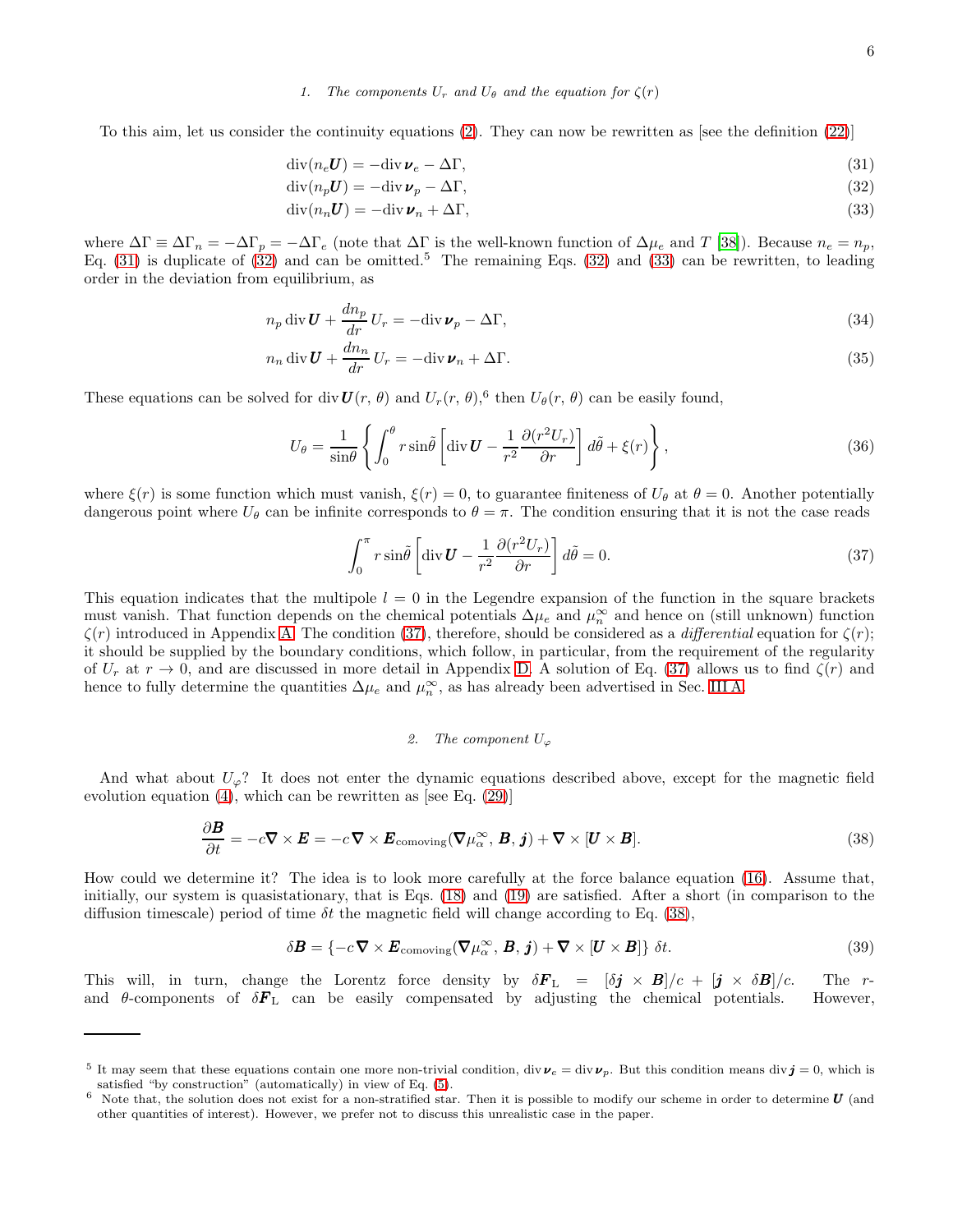#### 1. The components $U_r$ and $U_\theta$ and the equation for $\zeta(r)$

To this aim, let us consider the continuity equations (2). They can now be rewritten as [see the definition (22)]

$$\mathrm{div}(n_e \boldsymbol{U}) = -\mathrm{div}\, \boldsymbol{\nu}_e - \Delta\Gamma, \tag{31}$$

$$\mathrm{div}(n_p \boldsymbol{U}) = -\mathrm{div}\, \boldsymbol{\nu}_p - \Delta\Gamma, \tag{32}$$

$$\mathrm{div}(n_n \boldsymbol{U}) = -\mathrm{div}\, \boldsymbol{\nu}_n + \Delta\Gamma, \tag{33}$$

where $\Delta\Gamma \equiv \Delta\Gamma_n = -\Delta\Gamma_p = -\Delta\Gamma_e$ (note that $\Delta\Gamma$ is the well-known function of $\Delta\mu_e$ and $T$ [38]). Because $n_e = n_p$, Eq. (31) is duplicate of (32) and can be omitted.[5] The remaining Eqs. (32) and (33) can be rewritten, to leading order in the deviation from equilibrium, as

$$n_p\, \mathrm{div}\, \boldsymbol{U} + \frac{dn_p}{dr}\, U_r = -\mathrm{div}\, \boldsymbol{\nu}_p - \Delta\Gamma, \tag{34}$$

$$n_n\, \mathrm{div}\, \boldsymbol{U} + \frac{dn_n}{dr}\, U_r = -\mathrm{div}\, \boldsymbol{\nu}_n + \Delta\Gamma. \tag{35}$$

These equations can be solved for $\mathrm{div}\, \boldsymbol{U}(r,\, \theta)$ and $U_r(r,\, \theta)$,[6] then $U_\theta(r,\, \theta)$ can be easily found,

$$U_\theta = \frac{1}{\sin\theta} \left\{ \int_0^\theta r \sin\tilde{\theta} \left[ \mathrm{div}\, \boldsymbol{U} - \frac{1}{r^2} \frac{\partial (r^2 U_r)}{\partial r} \right] d\tilde{\theta} + \xi(r) \right\}, \tag{36}$$

where $\xi(r)$ is some function which must vanish, $\xi(r) = 0$, to guarantee finiteness of $U_\theta$ at $\theta = 0$. Another potentially dangerous point where $U_\theta$ can be infinite corresponds to $\theta = \pi$. The condition ensuring that it is not the case reads

$$\int_0^\pi r \sin\tilde{\theta} \left[ \mathrm{div}\, \boldsymbol{U} - \frac{1}{r^2} \frac{\partial (r^2 U_r)}{\partial r} \right] d\tilde{\theta} = 0. \tag{37}$$

This equation indicates that the multipole $l = 0$ in the Legendre expansion of the function in the square brackets must vanish. That function depends on the chemical potentials $\Delta\mu_e$ and $\mu_n^\infty$ and hence on (still unknown) function $\zeta(r)$ introduced in Appendix A. The condition (37), therefore, should be considered as a *differential* equation for $\zeta(r)$; it should be supplied by the boundary conditions, which follow, in particular, from the requirement of the regularity of $U_r$ at $r \to 0$, and are discussed in more detail in Appendix D. A solution of Eq. (37) allows us to find $\zeta(r)$ and hence to fully determine the quantities $\Delta\mu_e$ and $\mu_n^\infty$, as has already been advertised in Sec. III A.

#### 2. The component $U_\varphi$

And what about $U_\varphi$? It does not enter the dynamic equations described above, except for the magnetic field evolution equation (4), which can be rewritten as [see Eq. (29)]

$$\frac{\partial \boldsymbol{B}}{\partial t} = -c \boldsymbol{\nabla} \times \boldsymbol{E} = -c \boldsymbol{\nabla} \times \boldsymbol{E}_{\mathrm{comoving}}(\boldsymbol{\nabla} \mu_\alpha^\infty,\, \boldsymbol{B},\, \boldsymbol{j}) + \boldsymbol{\nabla} \times [\boldsymbol{U} \times \boldsymbol{B}]. \tag{38}$$

How could we determine it? The idea is to look more carefully at the force balance equation (16). Assume that, initially, our system is quasistationary, that is Eqs. (18) and (19) are satisfied. After a short (in comparison to the diffusion timescale) period of time $\delta t$ the magnetic field will change according to Eq. (38),

$$\delta \boldsymbol{B} = \{ -c \boldsymbol{\nabla} \times \boldsymbol{E}_{\mathrm{comoving}}(\boldsymbol{\nabla} \mu_\alpha^\infty,\, \boldsymbol{B},\, \boldsymbol{j}) + \boldsymbol{\nabla} \times [\boldsymbol{U} \times \boldsymbol{B}] \}\; \delta t. \tag{39}$$

This will, in turn, change the Lorentz force density by $\delta \boldsymbol{F}_{\mathrm{L}} = [\delta \boldsymbol{j} \times \boldsymbol{B}]/c + [\boldsymbol{j} \times \delta \boldsymbol{B}]/c$. The $r$- and $\theta$-components of $\delta \boldsymbol{F}_{\mathrm{L}}$ can be easily compensated by adjusting the chemical potentials. However,

---

[5] It may seem that these equations contain one more non-trivial condition, $\mathrm{div}\, \boldsymbol{\nu}_e = \mathrm{div}\, \boldsymbol{\nu}_p$. But this condition means $\mathrm{div}\, \boldsymbol{j} = 0$, which is satisfied "by construction" (automatically) in view of Eq. (5).

[6] Note that, the solution does not exist for a non-stratified star. Then it is possible to modify our scheme in order to determine $\boldsymbol{U}$ (and other quantities of interest). However, we prefer not to discuss this unrealistic case in the paper.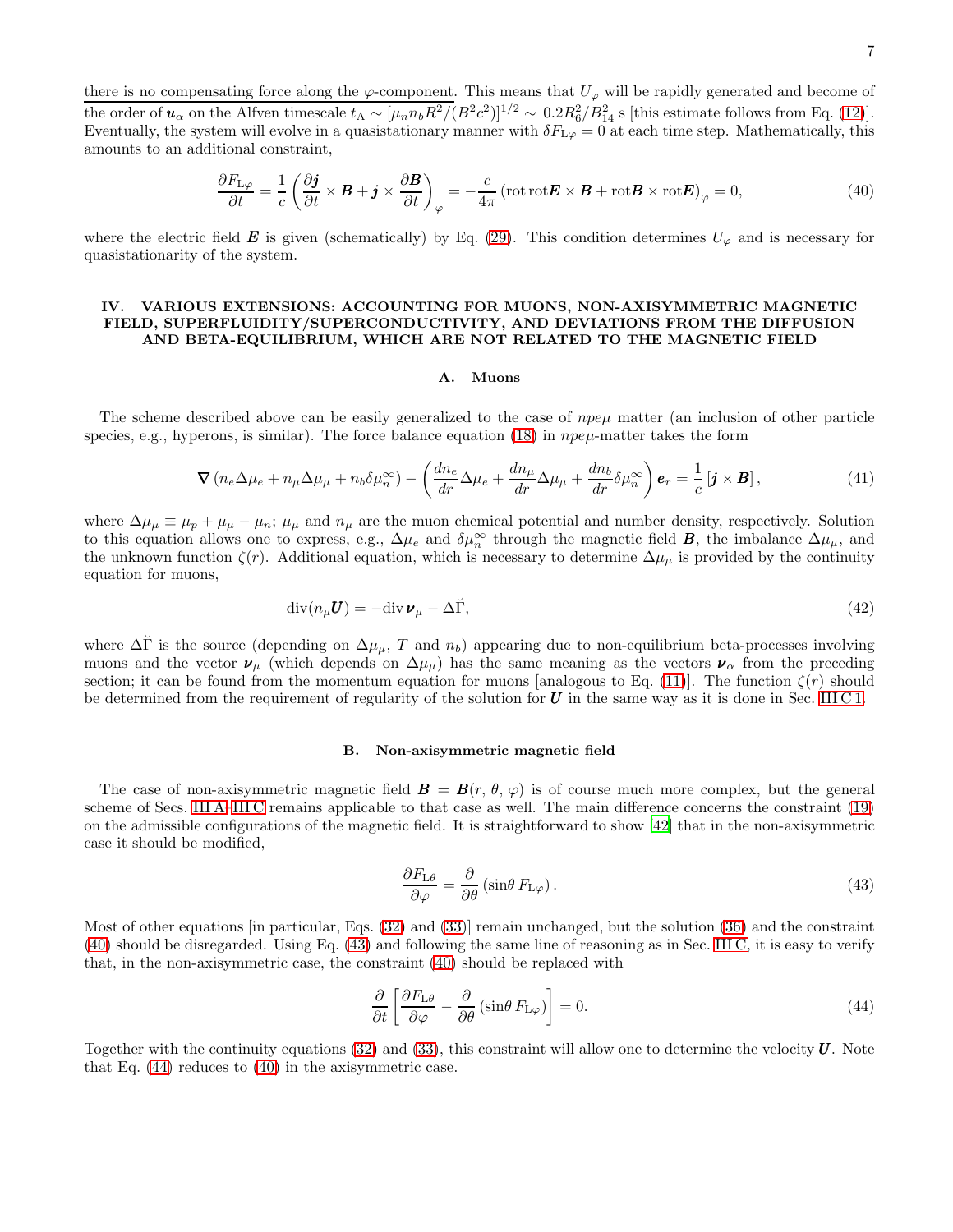there is no compensating force along the $\varphi$-component. This means that $U_\varphi$ will be rapidly generated and become of the order of $\boldsymbol{u}_\alpha$ on the Alfven timescale $t_{\rm A} \sim [\mu_n n_b R^2/(B^2 c^2)]^{1/2} \sim 0.2 R_6^2/B_{14}^2$ s [this estimate follows from Eq. (12)]. Eventually, the system will evolve in a quasistationary manner with $\delta F_{{\rm L}\varphi} = 0$ at each time step. Mathematically, this amounts to an additional constraint,

$$\frac{\partial F_{{\rm L}\varphi}}{\partial t} = \frac{1}{c}\left(\frac{\partial \boldsymbol{j}}{\partial t} \times \boldsymbol{B} + \boldsymbol{j} \times \frac{\partial \boldsymbol{B}}{\partial t}\right)_\varphi = -\frac{c}{4\pi}\left(\text{rot}\,\text{rot}\boldsymbol{E} \times \boldsymbol{B} + \text{rot}\boldsymbol{B} \times \text{rot}\boldsymbol{E}\right)_\varphi = 0, \tag{40}$$

where the electric field $\boldsymbol{E}$ is given (schematically) by Eq. (29). This condition determines $U_\varphi$ and is necessary for quasistationarity of the system.

## IV. VARIOUS EXTENSIONS: ACCOUNTING FOR MUONS, NON-AXISYMMETRIC MAGNETIC FIELD, SUPERFLUIDITY/SUPERCONDUCTIVITY, AND DEVIATIONS FROM THE DIFFUSION AND BETA-EQUILIBRIUM, WHICH ARE NOT RELATED TO THE MAGNETIC FIELD

### A. Muons

The scheme described above can be easily generalized to the case of $npe\mu$ matter (an inclusion of other particle species, e.g., hyperons, is similar). The force balance equation (18) in $npe\mu$-matter takes the form

$$\boldsymbol{\nabla}\left(n_e \Delta\mu_e + n_\mu \Delta\mu_\mu + n_b \delta\mu_n^\infty\right) - \left(\frac{dn_e}{dr}\Delta\mu_e + \frac{dn_\mu}{dr}\Delta\mu_\mu + \frac{dn_b}{dr}\delta\mu_n^\infty\right)\boldsymbol{e}_r = \frac{1}{c}\left[\boldsymbol{j} \times \boldsymbol{B}\right], \tag{41}$$

where $\Delta\mu_\mu \equiv \mu_p + \mu_\mu - \mu_n$; $\mu_\mu$ and $n_\mu$ are the muon chemical potential and number density, respectively. Solution to this equation allows one to express, e.g., $\Delta\mu_e$ and $\delta\mu_n^\infty$ through the magnetic field $\boldsymbol{B}$, the imbalance $\Delta\mu_\mu$, and the unknown function $\zeta(r)$. Additional equation, which is necessary to determine $\Delta\mu_\mu$ is provided by the continuity equation for muons,

$$\text{div}(n_\mu \boldsymbol{U}) = -\text{div}\,\boldsymbol{\nu}_\mu - \Delta\breve{\Gamma}, \tag{42}$$

where $\Delta\breve{\Gamma}$ is the source (depending on $\Delta\mu_\mu$, $T$ and $n_b$) appearing due to non-equilibrium beta-processes involving muons and the vector $\boldsymbol{\nu}_\mu$ (which depends on $\Delta\mu_\mu$) has the same meaning as the vectors $\boldsymbol{\nu}_\alpha$ from the preceding section; it can be found from the momentum equation for muons [analogous to Eq. (11)]. The function $\zeta(r)$ should be determined from the requirement of regularity of the solution for $\boldsymbol{U}$ in the same way as it is done in Sec. III C 1.

### B. Non-axisymmetric magnetic field

The case of non-axisymmetric magnetic field $\boldsymbol{B} = \boldsymbol{B}(r,\,\theta,\,\varphi)$ is of course much more complex, but the general scheme of Secs. III A–III C remains applicable to that case as well. The main difference concerns the constraint (19) on the admissible configurations of the magnetic field. It is straightforward to show [42] that in the non-axisymmetric case it should be modified,

$$\frac{\partial F_{{\rm L}\theta}}{\partial \varphi} = \frac{\partial}{\partial \theta}\left(\sin\theta\, F_{{\rm L}\varphi}\right). \tag{43}$$

Most of other equations [in particular, Eqs. (32) and (33)] remain unchanged, but the solution (36) and the constraint (40) should be disregarded. Using Eq. (43) and following the same line of reasoning as in Sec. III C, it is easy to verify that, in the non-axisymmetric case, the constraint (40) should be replaced with

$$\frac{\partial}{\partial t}\left[\frac{\partial F_{{\rm L}\theta}}{\partial \varphi} - \frac{\partial}{\partial \theta}\left(\sin\theta\, F_{{\rm L}\varphi}\right)\right] = 0. \tag{44}$$

Together with the continuity equations (32) and (33), this constraint will allow one to determine the velocity $\boldsymbol{U}$. Note that Eq. (44) reduces to (40) in the axisymmetric case.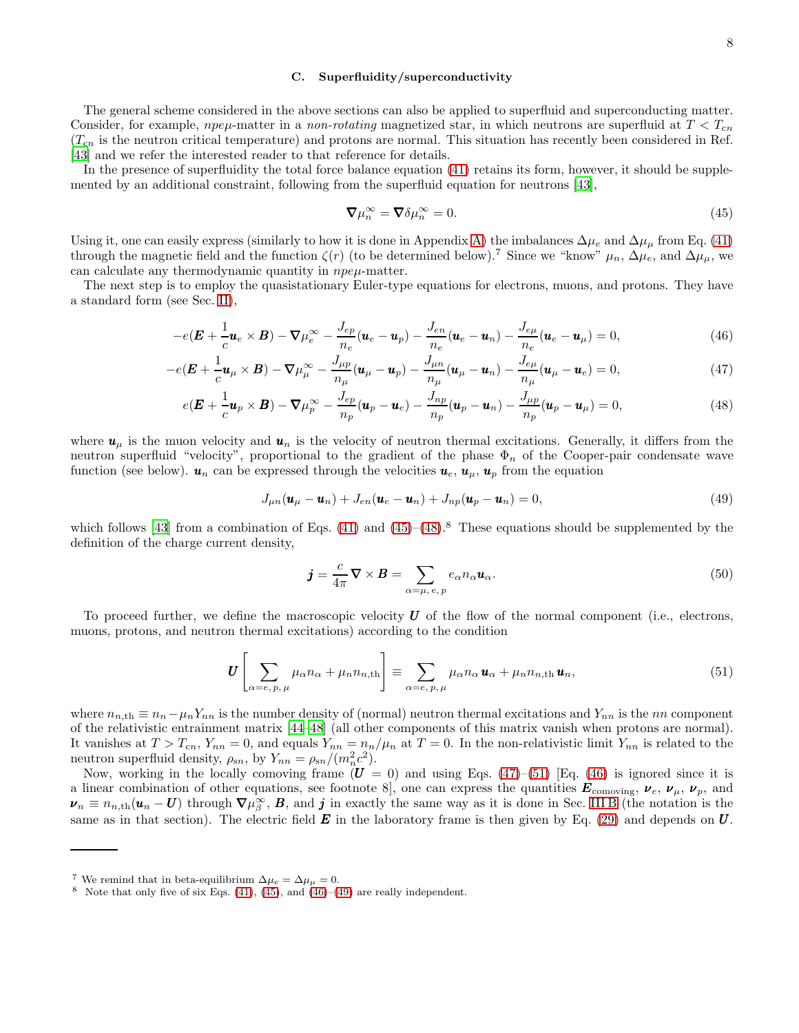### C. Superfluidity/superconductivity

The general scheme considered in the above sections can also be applied to superfluid and superconducting matter. Consider, for example, $npe\mu$-matter in a *non-rotating* magnetized star, in which neutrons are superfluid at $T < T_{cn}$ ($T_{cn}$ is the neutron critical temperature) and protons are normal. This situation has recently been considered in Ref. [43] and we refer the interested reader to that reference for details.

In the presence of superfluidity the total force balance equation (41) retains its form, however, it should be supplemented by an additional constraint, following from the superfluid equation for neutrons [43],

$$\boldsymbol{\nabla}\mu_n^\infty = \boldsymbol{\nabla}\delta\mu_n^\infty = 0. \tag{45}$$

Using it, one can easily express (similarly to how it is done in Appendix A) the imbalances $\Delta\mu_e$ and $\Delta\mu_\mu$ from Eq. (41) through the magnetic field and the function $\zeta(r)$ (to be determined below).[7] Since we "know" $\mu_n$, $\Delta\mu_e$, and $\Delta\mu_\mu$, we can calculate any thermodynamic quantity in $npe\mu$-matter.

The next step is to employ the quasistationary Euler-type equations for electrons, muons, and protons. They have a standard form (see Sec. II),

$$-e(\boldsymbol{E} + \frac{1}{c}\boldsymbol{u}_e \times \boldsymbol{B}) - \boldsymbol{\nabla}\mu_e^\infty - \frac{J_{ep}}{n_e}(\boldsymbol{u}_e - \boldsymbol{u}_p) - \frac{J_{en}}{n_e}(\boldsymbol{u}_e - \boldsymbol{u}_n) - \frac{J_{e\mu}}{n_e}(\boldsymbol{u}_e - \boldsymbol{u}_\mu) = 0, \tag{46}$$

$$-e(\boldsymbol{E} + \frac{1}{c}\boldsymbol{u}_\mu \times \boldsymbol{B}) - \boldsymbol{\nabla}\mu_\mu^\infty - \frac{J_{\mu p}}{n_\mu}(\boldsymbol{u}_\mu - \boldsymbol{u}_p) - \frac{J_{\mu n}}{n_\mu}(\boldsymbol{u}_\mu - \boldsymbol{u}_n) - \frac{J_{e\mu}}{n_\mu}(\boldsymbol{u}_\mu - \boldsymbol{u}_e) = 0, \tag{47}$$

$$e(\boldsymbol{E} + \frac{1}{c}\boldsymbol{u}_p \times \boldsymbol{B}) - \boldsymbol{\nabla}\mu_p^\infty - \frac{J_{ep}}{n_p}(\boldsymbol{u}_p - \boldsymbol{u}_e) - \frac{J_{np}}{n_p}(\boldsymbol{u}_p - \boldsymbol{u}_n) - \frac{J_{\mu p}}{n_p}(\boldsymbol{u}_p - \boldsymbol{u}_\mu) = 0, \tag{48}$$

where $\boldsymbol{u}_\mu$ is the muon velocity and $\boldsymbol{u}_n$ is the velocity of neutron thermal excitations. Generally, it differs from the neutron superfluid "velocity", proportional to the gradient of the phase $\Phi_n$ of the Cooper-pair condensate wave function (see below). $\boldsymbol{u}_n$ can be expressed through the velocities $\boldsymbol{u}_e$, $\boldsymbol{u}_\mu$, $\boldsymbol{u}_p$ from the equation

$$J_{\mu n}(\boldsymbol{u}_\mu - \boldsymbol{u}_n) + J_{en}(\boldsymbol{u}_e - \boldsymbol{u}_n) + J_{np}(\boldsymbol{u}_p - \boldsymbol{u}_n) = 0, \tag{49}$$

which follows [43] from a combination of Eqs. (41) and (45)–(48).[8] These equations should be supplemented by the definition of the charge current density,

$$\boldsymbol{j} = \frac{c}{4\pi}\boldsymbol{\nabla} \times \boldsymbol{B} = \sum_{\alpha=\mu,\,e,\,p} e_\alpha n_\alpha \boldsymbol{u}_\alpha. \tag{50}$$

To proceed further, we define the macroscopic velocity $\boldsymbol{U}$ of the flow of the normal component (i.e., electrons, muons, protons, and neutron thermal excitations) according to the condition

$$\boldsymbol{U}\left[\sum_{\alpha=e,\,p,\,\mu} \mu_\alpha n_\alpha + \mu_n n_{n,\mathrm{th}}\right] \equiv \sum_{\alpha=e,\,p,\,\mu} \mu_\alpha n_\alpha\, \boldsymbol{u}_\alpha + \mu_n n_{n,\mathrm{th}}\, \boldsymbol{u}_n, \tag{51}$$

where $n_{n,\mathrm{th}} \equiv n_n - \mu_n Y_{nn}$ is the number density of (normal) neutron thermal excitations and $Y_{nn}$ is the $nn$ component of the relativistic entrainment matrix [44–48] (all other components of this matrix vanish when protons are normal). It vanishes at $T > T_{cn}$, $Y_{nn} = 0$, and equals $Y_{nn} = n_n/\mu_n$ at $T = 0$. In the non-relativistic limit $Y_{nn}$ is related to the neutron superfluid density, $\rho_{sn}$, by $Y_{nn} = \rho_{sn}/(m_n^2 c^2)$.

Now, working in the locally comoving frame ($\boldsymbol{U} = 0$) and using Eqs. (47)–(51) [Eq. (46) is ignored since it is a linear combination of other equations, see footnote 8], one can express the quantities $\boldsymbol{E}_{\mathrm{comoving}}$, $\boldsymbol{\nu}_e$, $\boldsymbol{\nu}_\mu$, $\boldsymbol{\nu}_p$, and $\boldsymbol{\nu}_n \equiv n_{n,\mathrm{th}}(\boldsymbol{u}_n - \boldsymbol{U})$ through $\boldsymbol{\nabla}\mu_\beta^\infty$, $\boldsymbol{B}$, and $\boldsymbol{j}$ in exactly the same way as it is done in Sec. III B (the notation is the same as in that section). The electric field $\boldsymbol{E}$ in the laboratory frame is then given by Eq. (29) and depends on $\boldsymbol{U}$.

---

[7] We remind that in beta-equilibrium $\Delta\mu_e = \Delta\mu_\mu = 0$.

[8] Note that only five of six Eqs. (41), (45), and (46)–(49) are really independent.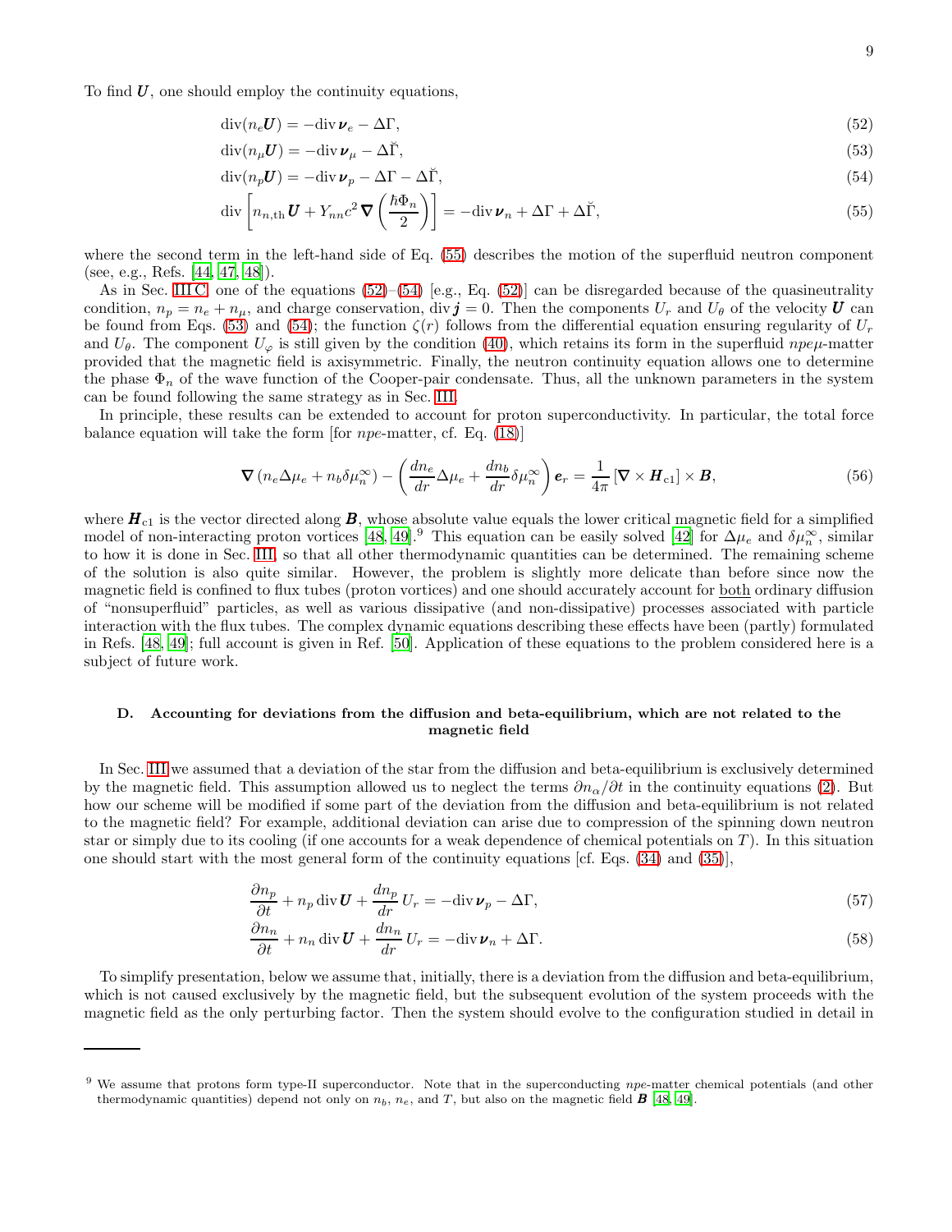To find $\boldsymbol{U}$, one should employ the continuity equations,

$$\mathrm{div}(n_e \boldsymbol{U}) = -\mathrm{div}\, \boldsymbol{\nu}_e - \Delta\Gamma, \tag{52}$$

$$\mathrm{div}(n_\mu \boldsymbol{U}) = -\mathrm{div}\, \boldsymbol{\nu}_\mu - \Delta\breve{\Gamma}, \tag{53}$$

$$\mathrm{div}(n_p \boldsymbol{U}) = -\mathrm{div}\, \boldsymbol{\nu}_p - \Delta\Gamma - \Delta\breve{\Gamma}, \tag{54}$$

$$\mathrm{div}\left[ n_{n,\mathrm{th}} \boldsymbol{U} + Y_{nn} c^2 \boldsymbol{\nabla}\left( \frac{\hbar \Phi_n}{2} \right) \right] = -\mathrm{div}\, \boldsymbol{\nu}_n + \Delta\Gamma + \Delta\breve{\Gamma}, \tag{55}$$

where the second term in the left-hand side of Eq. (55) describes the motion of the superfluid neutron component (see, e.g., Refs. [44, 47, 48]).

As in Sec. III C, one of the equations (52)–(54) [e.g., Eq. (52)] can be disregarded because of the quasineutrality condition, $n_p = n_e + n_\mu$, and charge conservation, $\mathrm{div}\, \boldsymbol{j} = 0$. Then the components $U_r$ and $U_\theta$ of the velocity $\boldsymbol{U}$ can be found from Eqs. (53) and (54); the function $\zeta(r)$ follows from the differential equation ensuring regularity of $U_r$ and $U_\theta$. The component $U_\varphi$ is still given by the condition (40), which retains its form in the superfluid $npe\mu$-matter provided that the magnetic field is axisymmetric. Finally, the neutron continuity equation allows one to determine the phase $\Phi_n$ of the wave function of the Cooper-pair condensate. Thus, all the unknown parameters in the system can be found following the same strategy as in Sec. III.

In principle, these results can be extended to account for proton superconductivity. In particular, the total force balance equation will take the form [for $npe$-matter, cf. Eq. (18)]

$$\boldsymbol{\nabla}\left( n_e \Delta\mu_e + n_b \delta\mu_n^\infty \right) - \left( \frac{dn_e}{dr} \Delta\mu_e + \frac{dn_b}{dr} \delta\mu_n^\infty \right) \boldsymbol{e}_r = \frac{1}{4\pi} \left[ \boldsymbol{\nabla} \times \boldsymbol{H}_{c1} \right] \times \boldsymbol{B}, \tag{56}$$

where $\boldsymbol{H}_{c1}$ is the vector directed along $\boldsymbol{B}$, whose absolute value equals the lower critical magnetic field for a simplified model of non-interacting proton vortices [48, 49].[9] This equation can be easily solved [42] for $\Delta\mu_e$ and $\delta\mu_n^\infty$, similar to how it is done in Sec. III, so that all other thermodynamic quantities can be determined. The remaining scheme of the solution is also quite similar. However, the problem is slightly more delicate than before since now the magnetic field is confined to flux tubes (proton vortices) and one should accurately account for both ordinary diffusion of "nonsuperfluid" particles, as well as various dissipative (and non-dissipative) processes associated with particle interaction with the flux tubes. The complex dynamic equations describing these effects have been (partly) formulated in Refs. [48, 49]; full account is given in Ref. [50]. Application of these equations to the problem considered here is a subject of future work.

### D. Accounting for deviations from the diffusion and beta-equilibrium, which are not related to the magnetic field

In Sec. III we assumed that a deviation of the star from the diffusion and beta-equilibrium is exclusively determined by the magnetic field. This assumption allowed us to neglect the terms $\partial n_\alpha / \partial t$ in the continuity equations (2). But how our scheme will be modified if some part of the deviation from the diffusion and beta-equilibrium is not related to the magnetic field? For example, additional deviation can arise due to compression of the spinning down neutron star or simply due to its cooling (if one accounts for a weak dependence of chemical potentials on $T$). In this situation one should start with the most general form of the continuity equations [cf. Eqs. (34) and (35)],

$$\frac{\partial n_p}{\partial t} + n_p\, \mathrm{div}\, \boldsymbol{U} + \frac{dn_p}{dr} U_r = -\mathrm{div}\, \boldsymbol{\nu}_p - \Delta\Gamma, \tag{57}$$

$$\frac{\partial n_n}{\partial t} + n_n\, \mathrm{div}\, \boldsymbol{U} + \frac{dn_n}{dr} U_r = -\mathrm{div}\, \boldsymbol{\nu}_n + \Delta\Gamma. \tag{58}$$

To simplify presentation, below we assume that, initially, there is a deviation from the diffusion and beta-equilibrium, which is not caused exclusively by the magnetic field, but the subsequent evolution of the system proceeds with the magnetic field as the only perturbing factor. Then the system should evolve to the configuration studied in detail in

---

[9] We assume that protons form type-II superconductor. Note that in the superconducting $npe$-matter chemical potentials (and other thermodynamic quantities) depend not only on $n_b$, $n_e$, and $T$, but also on the magnetic field $\boldsymbol{B}$ [48, 49].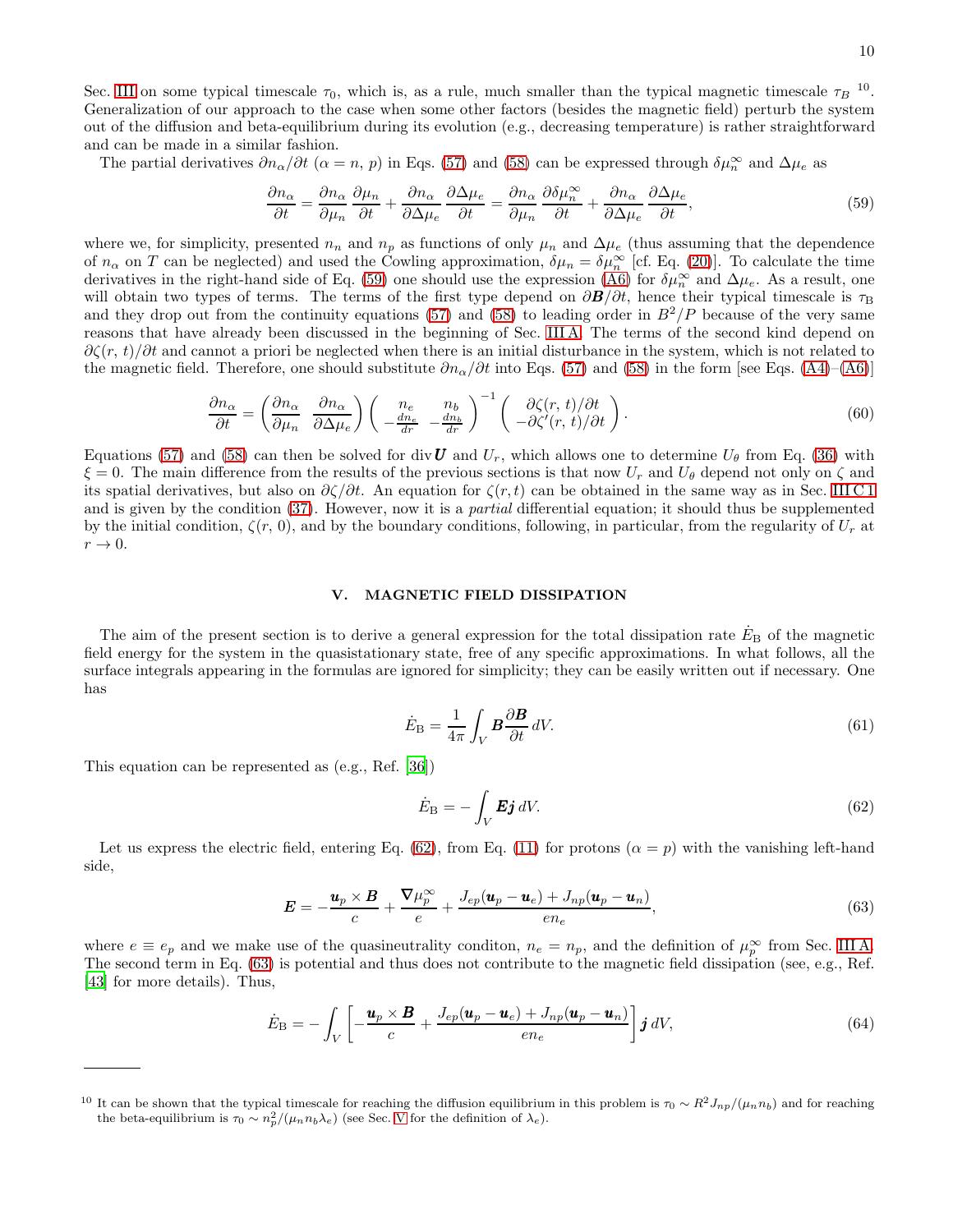Sec. III on some typical timescale $\tau_0$, which is, as a rule, much smaller than the typical magnetic timescale $\tau_B$ [10]. Generalization of our approach to the case when some other factors (besides the magnetic field) perturb the system out of the diffusion and beta-equilibrium during its evolution (e.g., decreasing temperature) is rather straightforward and can be made in a similar fashion.

The partial derivatives $\partial n_\alpha/\partial t$ ($\alpha = n,\, p$) in Eqs. (57) and (58) can be expressed through $\delta\mu_n^\infty$ and $\Delta\mu_e$ as

$$\frac{\partial n_\alpha}{\partial t} = \frac{\partial n_\alpha}{\partial \mu_n}\frac{\partial \mu_n}{\partial t} + \frac{\partial n_\alpha}{\partial \Delta\mu_e}\frac{\partial \Delta\mu_e}{\partial t} = \frac{\partial n_\alpha}{\partial \mu_n}\frac{\partial \delta\mu_n^\infty}{\partial t} + \frac{\partial n_\alpha}{\partial \Delta\mu_e}\frac{\partial \Delta\mu_e}{\partial t}, \tag{59}$$

where we, for simplicity, presented $n_n$ and $n_p$ as functions of only $\mu_n$ and $\Delta\mu_e$ (thus assuming that the dependence of $n_\alpha$ on $T$ can be neglected) and used the Cowling approximation, $\delta\mu_n = \delta\mu_n^\infty$ [cf. Eq. (20)]. To calculate the time derivatives in the right-hand side of Eq. (59) one should use the expression (A6) for $\delta\mu_n^\infty$ and $\Delta\mu_e$. As a result, one will obtain two types of terms. The terms of the first type depend on $\partial \boldsymbol{B}/\partial t$, hence their typical timescale is $\tau_{\rm B}$ and they drop out from the continuity equations (57) and (58) to leading order in $B^2/P$ because of the very same reasons that have already been discussed in the beginning of Sec. III A. The terms of the second kind depend on $\partial\zeta(r,\,t)/\partial t$ and cannot a priori be neglected when there is an initial disturbance in the system, which is not related to the magnetic field. Therefore, one should substitute $\partial n_\alpha/\partial t$ into Eqs. (57) and (58) in the form [see Eqs. (A4)–(A6)]

$$\frac{\partial n_\alpha}{\partial t} = \begin{pmatrix} \dfrac{\partial n_\alpha}{\partial \mu_n} & \dfrac{\partial n_\alpha}{\partial \Delta\mu_e} \end{pmatrix} \begin{pmatrix} n_e & n_b \\ -\frac{dn_e}{dr} & -\frac{dn_b}{dr} \end{pmatrix}^{-1} \begin{pmatrix} \partial\zeta(r,\,t)/\partial t \\ -\partial\zeta'(r,\,t)/\partial t \end{pmatrix}. \tag{60}$$

Equations (57) and (58) can then be solved for $\mathrm{div}\,\boldsymbol{U}$ and $U_r$, which allows one to determine $U_\theta$ from Eq. (36) with $\xi = 0$. The main difference from the results of the previous sections is that now $U_r$ and $U_\theta$ depend not only on $\zeta$ and its spatial derivatives, but also on $\partial\zeta/\partial t$. An equation for $\zeta(r,t)$ can be obtained in the same way as in Sec. III C 1 and is given by the condition (37). However, now it is a *partial* differential equation; it should thus be supplemented by the initial condition, $\zeta(r,0)$, and by the boundary conditions, following, in particular, from the regularity of $U_r$ at $r \to 0$.

## V. MAGNETIC FIELD DISSIPATION

The aim of the present section is to derive a general expression for the total dissipation rate $\dot{E}_{\rm B}$ of the magnetic field energy for the system in the quasistationary state, free of any specific approximations. In what follows, all the surface integrals appearing in the formulas are ignored for simplicity; they can be easily written out if necessary. One has

$$\dot{E}_{\rm B} = \frac{1}{4\pi}\int_V \boldsymbol{B}\frac{\partial \boldsymbol{B}}{\partial t}\, dV. \tag{61}$$

This equation can be represented as (e.g., Ref. [36])

$$\dot{E}_{\rm B} = -\int_V \boldsymbol{E}\boldsymbol{j}\, dV. \tag{62}$$

Let us express the electric field, entering Eq. (62), from Eq. (11) for protons ($\alpha = p$) with the vanishing left-hand side,

$$\boldsymbol{E} = -\frac{\boldsymbol{u}_p\times\boldsymbol{B}}{c} + \frac{\boldsymbol{\nabla}\mu_p^\infty}{e} + \frac{J_{ep}(\boldsymbol{u}_p-\boldsymbol{u}_e) + J_{np}(\boldsymbol{u}_p-\boldsymbol{u}_n)}{e n_e}, \tag{63}$$

where $e \equiv e_p$ and we make use of the quasineutrality conditon, $n_e = n_p$, and the definition of $\mu_p^\infty$ from Sec. III A. The second term in Eq. (63) is potential and thus does not contribute to the magnetic field dissipation (see, e.g., Ref. [43] for more details). Thus,

$$\dot{E}_{\rm B} = -\int_V \left[-\frac{\boldsymbol{u}_p\times\boldsymbol{B}}{c} + \frac{J_{ep}(\boldsymbol{u}_p-\boldsymbol{u}_e) + J_{np}(\boldsymbol{u}_p-\boldsymbol{u}_n)}{e n_e}\right]\boldsymbol{j}\, dV, \tag{64}$$

---

[10] It can be shown that the typical timescale for reaching the diffusion equilibrium in this problem is $\tau_0 \sim R^2 J_{np}/(\mu_n n_b)$ and for reaching the beta-equilibrium is $\tau_0 \sim n_p^2/(\mu_n n_b \lambda_e)$ (see Sec. V for the definition of $\lambda_e$).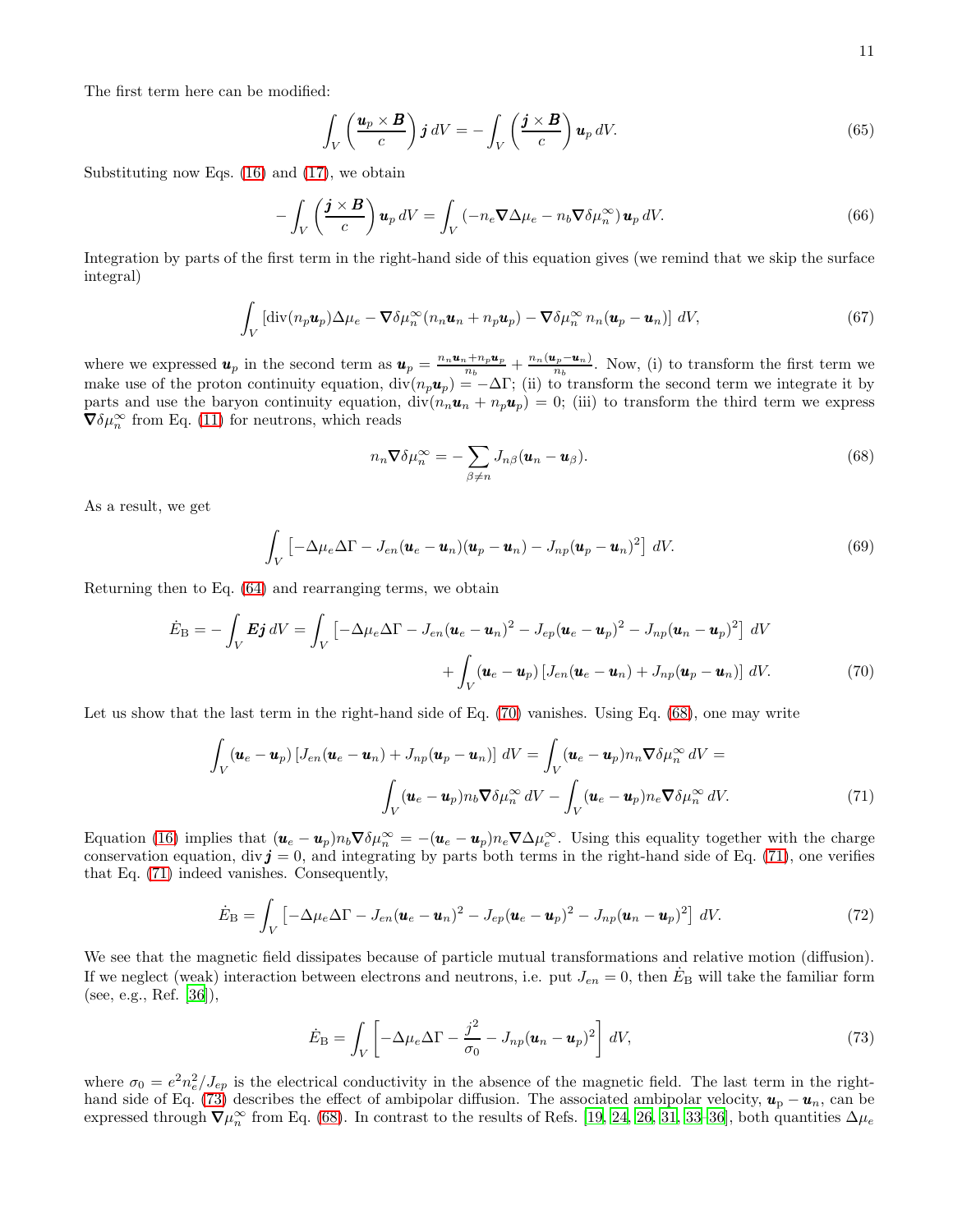The first term here can be modified:

$$\int_V \left(\frac{\boldsymbol{u}_p \times \boldsymbol{B}}{c}\right) \boldsymbol{j}\, dV = -\int_V \left(\frac{\boldsymbol{j} \times \boldsymbol{B}}{c}\right) \boldsymbol{u}_p\, dV. \tag{65}$$

Substituting now Eqs. (16) and (17), we obtain

$$-\int_V \left(\frac{\boldsymbol{j} \times \boldsymbol{B}}{c}\right) \boldsymbol{u}_p\, dV = \int_V \left(-n_e \boldsymbol{\nabla} \Delta\mu_e - n_b \boldsymbol{\nabla} \delta\mu_n^\infty\right) \boldsymbol{u}_p\, dV. \tag{66}$$

Integration by parts of the first term in the right-hand side of this equation gives (we remind that we skip the surface integral)

$$\int_V \left[\mathrm{div}(n_p \boldsymbol{u}_p)\Delta\mu_e - \boldsymbol{\nabla}\delta\mu_n^\infty (n_n \boldsymbol{u}_n + n_p \boldsymbol{u}_p) - \boldsymbol{\nabla}\delta\mu_n^\infty\, n_n(\boldsymbol{u}_p - \boldsymbol{u}_n)\right] dV, \tag{67}$$

where we expressed $\boldsymbol{u}_p$ in the second term as $\boldsymbol{u}_p = \frac{n_n \boldsymbol{u}_n + n_p \boldsymbol{u}_p}{n_b} + \frac{n_n(\boldsymbol{u}_p - \boldsymbol{u}_n)}{n_b}$. Now, (i) to transform the first term we make use of the proton continuity equation, $\mathrm{div}(n_p \boldsymbol{u}_p) = -\Delta\Gamma$; (ii) to transform the second term we integrate it by parts and use the baryon continuity equation, $\mathrm{div}(n_n \boldsymbol{u}_n + n_p \boldsymbol{u}_p) = 0$; (iii) to transform the third term we express $\boldsymbol{\nabla}\delta\mu_n^\infty$ from Eq. (11) for neutrons, which reads

$$n_n \boldsymbol{\nabla}\delta\mu_n^\infty = -\sum_{\beta \neq n} J_{n\beta}(\boldsymbol{u}_n - \boldsymbol{u}_\beta). \tag{68}$$

As a result, we get

$$\int_V \left[-\Delta\mu_e \Delta\Gamma - J_{en}(\boldsymbol{u}_e - \boldsymbol{u}_n)(\boldsymbol{u}_p - \boldsymbol{u}_n) - J_{np}(\boldsymbol{u}_p - \boldsymbol{u}_n)^2\right] dV. \tag{69}$$

Returning then to Eq. (64) and rearranging terms, we obtain

$$\dot{E}_{\rm B} = -\int_V \boldsymbol{E}\boldsymbol{j}\, dV = \int_V \left[-\Delta\mu_e \Delta\Gamma - J_{en}(\boldsymbol{u}_e - \boldsymbol{u}_n)^2 - J_{ep}(\boldsymbol{u}_e - \boldsymbol{u}_p)^2 - J_{np}(\boldsymbol{u}_n - \boldsymbol{u}_p)^2\right] dV$$
$$+ \int_V (\boldsymbol{u}_e - \boldsymbol{u}_p)\left[J_{en}(\boldsymbol{u}_e - \boldsymbol{u}_n) + J_{np}(\boldsymbol{u}_p - \boldsymbol{u}_n)\right] dV. \tag{70}$$

Let us show that the last term in the right-hand side of Eq. (70) vanishes. Using Eq. (68), one may write

$$\int_V (\boldsymbol{u}_e - \boldsymbol{u}_p)\left[J_{en}(\boldsymbol{u}_e - \boldsymbol{u}_n) + J_{np}(\boldsymbol{u}_p - \boldsymbol{u}_n)\right] dV = \int_V (\boldsymbol{u}_e - \boldsymbol{u}_p) n_n \boldsymbol{\nabla}\delta\mu_n^\infty\, dV =$$
$$\int_V (\boldsymbol{u}_e - \boldsymbol{u}_p) n_b \boldsymbol{\nabla}\delta\mu_n^\infty\, dV - \int_V (\boldsymbol{u}_e - \boldsymbol{u}_p) n_e \boldsymbol{\nabla}\delta\mu_n^\infty\, dV. \tag{71}$$

Equation (16) implies that $(\boldsymbol{u}_e - \boldsymbol{u}_p) n_b \boldsymbol{\nabla}\delta\mu_n^\infty = -(\boldsymbol{u}_e - \boldsymbol{u}_p) n_e \boldsymbol{\nabla}\Delta\mu_e^\infty$. Using this equality together with the charge conservation equation, $\mathrm{div}\,\boldsymbol{j} = 0$, and integrating by parts both terms in the right-hand side of Eq. (71), one verifies that Eq. (71) indeed vanishes. Consequently,

$$\dot{E}_{\rm B} = \int_V \left[-\Delta\mu_e \Delta\Gamma - J_{en}(\boldsymbol{u}_e - \boldsymbol{u}_n)^2 - J_{ep}(\boldsymbol{u}_e - \boldsymbol{u}_p)^2 - J_{np}(\boldsymbol{u}_n - \boldsymbol{u}_p)^2\right] dV. \tag{72}$$

We see that the magnetic field dissipates because of particle mutual transformations and relative motion (diffusion). If we neglect (weak) interaction between electrons and neutrons, i.e. put $J_{en} = 0$, then $\dot{E}_{\rm B}$ will take the familiar form (see, e.g., Ref. [36]),

$$\dot{E}_{\rm B} = \int_V \left[-\Delta\mu_e \Delta\Gamma - \frac{j^2}{\sigma_0} - J_{np}(\boldsymbol{u}_n - \boldsymbol{u}_p)^2\right] dV, \tag{73}$$

where $\sigma_0 = e^2 n_e^2 / J_{ep}$ is the electrical conductivity in the absence of the magnetic field. The last term in the right-hand side of Eq. (73) describes the effect of ambipolar diffusion. The associated ambipolar velocity, $\boldsymbol{u}_{\rm p} - \boldsymbol{u}_n$, can be expressed through $\boldsymbol{\nabla}\mu_n^\infty$ from Eq. (68). In contrast to the results of Refs. [19, 24, 26, 31, 33–36], both quantities $\Delta\mu_e$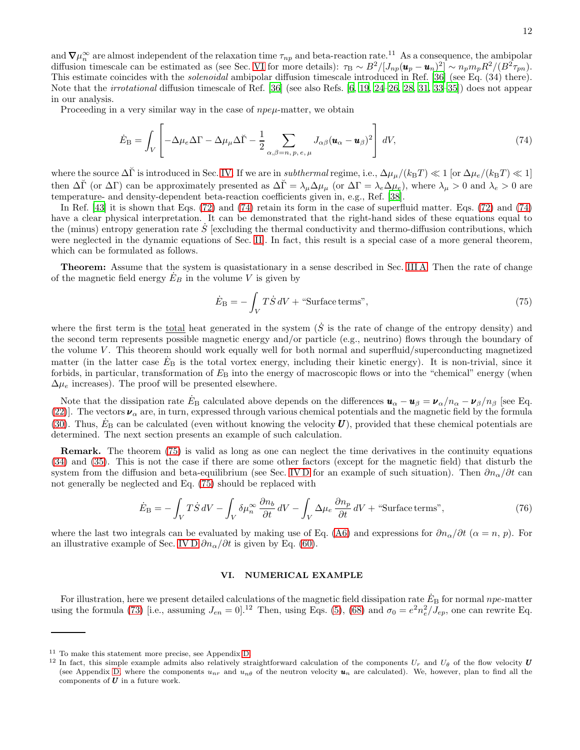and $\nabla\mu_n^\infty$ are almost independent of the relaxation time $\tau_{np}$ and beta-reaction rate.[11] As a consequence, the ambipolar diffusion timescale can be estimated as (see Sec. VI for more details): $\tau_{\rm B} \sim B^2/[J_{np}(\boldsymbol{u}_p - \boldsymbol{u}_n)^2] \sim n_p m_p R^2/(B^2 \tau_{pn})$. This estimate coincides with the *solenoidal* ambipolar diffusion timescale introduced in Ref. [36] (see Eq. (34) there). Note that the *irrotational* diffusion timescale of Ref. [36] (see also Refs. [6, 19, 24–26, 28, 31, 33–35]) does not appear in our analysis.

Proceeding in a very similar way in the case of $npe\mu$-matter, we obtain

$$\dot{E}_{\rm B} = \int_V \left[ -\Delta\mu_e \Delta\Gamma - \Delta\mu_\mu \Delta\breve{\Gamma} - \frac{1}{2} \sum_{\alpha,\beta=n,\,p,\,e,\,\mu} J_{\alpha\beta}(\boldsymbol{u}_\alpha - \boldsymbol{u}_\beta)^2 \right] dV, \tag{74}$$

where the source $\Delta\breve{\Gamma}$ is introduced in Sec. IV. If we are in *subthermal* regime, i.e., $\Delta\mu_\mu/(k_{\rm B}T) \ll 1$ [or $\Delta\mu_e/(k_{\rm B}T) \ll 1$] then $\Delta\breve{\Gamma}$ (or $\Delta\Gamma$) can be approximately presented as $\Delta\breve{\Gamma} = \lambda_\mu \Delta\mu_\mu$ (or $\Delta\Gamma = \lambda_e \Delta\mu_e$), where $\lambda_\mu > 0$ and $\lambda_e > 0$ are temperature- and density-dependent beta-reaction coefficients given in, e.g., Ref. [38].

In Ref. [43] it is shown that Eqs. (72) and (74) retain its form in the case of superfluid matter. Eqs. (72) and (74) have a clear physical interpretation. It can be demonstrated that the right-hand sides of these equations equal to the (minus) entropy generation rate $\dot{S}$ [excluding the thermal conductivity and thermo-diffusion contributions, which were neglected in the dynamic equations of Sec. II]. In fact, this result is a special case of a more general theorem, which can be formulated as follows.

**Theorem:** Assume that the system is quasistationary in a sense described in Sec. III A. Then the rate of change of the magnetic field energy $\dot{E}_B$ in the volume $V$ is given by

$$\dot{E}_{\rm B} = -\int_V T\dot{S}\, dV + \text{“Surface terms”}, \tag{75}$$

where the first term is the total heat generated in the system ($\dot{S}$ is the rate of change of the entropy density) and the second term represents possible magnetic energy and/or particle (e.g., neutrino) flows through the boundary of the volume $V$. This theorem should work equally well for both normal and superfluid/superconducting magnetized matter (in the latter case $\dot{E}_{\rm B}$ is the total vortex energy, including their kinetic energy). It is non-trivial, since it forbids, in particular, transformation of $E_{\rm B}$ into the energy of macroscopic flows or into the “chemical” energy (when $\Delta\mu_e$ increases). The proof will be presented elsewhere.

Note that the dissipation rate $\dot{E}_{\rm B}$ calculated above depends on the differences $\boldsymbol{u}_\alpha - \boldsymbol{u}_\beta = \boldsymbol{\nu}_\alpha/n_\alpha - \boldsymbol{\nu}_\beta/n_\beta$ [see Eq. (22)]. The vectors $\boldsymbol{\nu}_\alpha$ are, in turn, expressed through various chemical potentials and the magnetic field by the formula (30). Thus, $\dot{E}_{\rm B}$ can be calculated (even without knowing the velocity $\boldsymbol{U}$), provided that these chemical potentials are determined. The next section presents an example of such calculation.

**Remark.** The theorem (75) is valid as long as one can neglect the time derivatives in the continuity equations (34) and (35). This is not the case if there are some other factors (except for the magnetic field) that disturb the system from the diffusion and beta-equilibrium (see Sec. IV D for an example of such situation). Then $\partial n_\alpha/\partial t$ can not generally be neglected and Eq. (75) should be replaced with

$$\dot{E}_{\rm B} = -\int_V T\dot{S}\, dV - \int_V \delta\mu_n^\infty \frac{\partial n_b}{\partial t}\, dV - \int_V \Delta\mu_e \frac{\partial n_p}{\partial t}\, dV + \text{“Surface terms”}, \tag{76}$$

where the last two integrals can be evaluated by making use of Eq. (A6) and expressions for $\partial n_\alpha/\partial t$ ($\alpha = n, p$). For an illustrative example of Sec. IV D $\partial n_\alpha/\partial t$ is given by Eq. (60).

## VI. NUMERICAL EXAMPLE

For illustration, here we present detailed calculations of the magnetic field dissipation rate $\dot{E}_{\rm B}$ for normal $npe$-matter using the formula (73) [i.e., assuming $J_{en} = 0$].[12] Then, using Eqs. (5), (68) and $\sigma_0 = e^2 n_e^2/J_{ep}$, one can rewrite Eq.

---

[11] To make this statement more precise, see Appendix D.

[12] In fact, this simple example admits also relatively straightforward calculation of the components $U_r$ and $U_\theta$ of the flow velocity $\boldsymbol{U}$ (see Appendix D, where the components $u_{nr}$ and $u_{n\theta}$ of the neutron velocity $\boldsymbol{u}_n$ are calculated). We, however, plan to find all the components of $\boldsymbol{U}$ in a future work.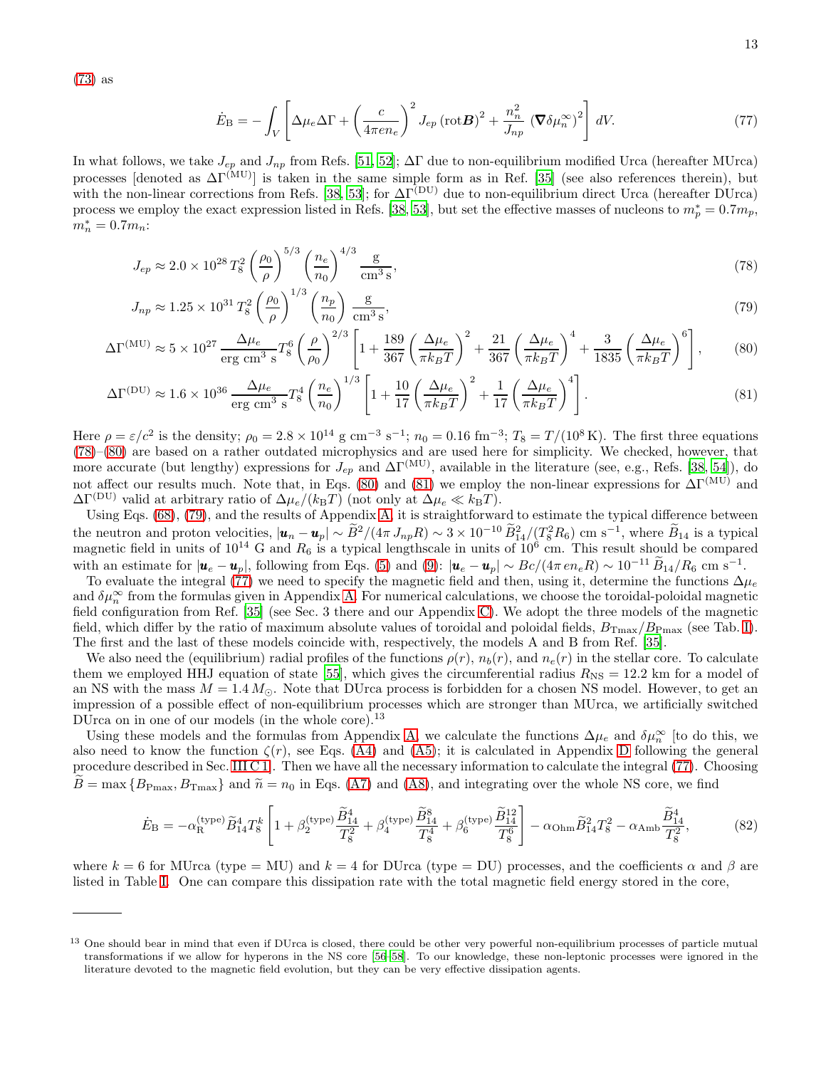(73) as

$$\dot{E}_{\rm B} = -\int_V \left[\Delta\mu_e \Delta\Gamma + \left(\frac{c}{4\pi e n_e}\right)^2 J_{ep}\,({\rm rot}\boldsymbol{B})^2 + \frac{n_n^2}{J_{np}}\,(\boldsymbol{\nabla}\delta\mu_n^\infty)^2\right] dV. \tag{77}$$

In what follows, we take $J_{ep}$ and $J_{np}$ from Refs. [51, 52]; $\Delta\Gamma$ due to non-equilibrium modified Urca (hereafter MUrca) processes [denoted as $\Delta\Gamma^{(\rm MU)}$] is taken in the same simple form as in Ref. [35] (see also references therein), but with the non-linear corrections from Refs. [38, 53]; for $\Delta\Gamma^{(\rm DU)}$ due to non-equilibrium direct Urca (hereafter DUrca) process we employ the exact expression listed in Refs. [38, 53], but set the effective masses of nucleons to $m_p^* = 0.7 m_p$, $m_n^* = 0.7 m_n$:

$$J_{ep} \approx 2.0\times 10^{28}\, T_8^2 \left(\frac{\rho_0}{\rho}\right)^{5/3} \left(\frac{n_e}{n_0}\right)^{4/3} \frac{\rm g}{{\rm cm^3\,s}}, \tag{78}$$

$$J_{np} \approx 1.25\times 10^{31}\, T_8^2 \left(\frac{\rho_0}{\rho}\right)^{1/3} \left(\frac{n_p}{n_0}\right) \frac{\rm g}{{\rm cm^3\,s}}, \tag{79}$$

$$\Delta\Gamma^{(\rm MU)} \approx 5\times 10^{27}\, \frac{\Delta\mu_e}{{\rm erg\,cm^3\,s}} T_8^6 \left(\frac{\rho}{\rho_0}\right)^{2/3} \left[1 + \frac{189}{367}\left(\frac{\Delta\mu_e}{\pi k_B T}\right)^2 + \frac{21}{367}\left(\frac{\Delta\mu_e}{\pi k_B T}\right)^4 + \frac{3}{1835}\left(\frac{\Delta\mu_e}{\pi k_B T}\right)^6\right], \tag{80}$$

$$\Delta\Gamma^{(\rm DU)} \approx 1.6\times 10^{36}\, \frac{\Delta\mu_e}{{\rm erg\,cm^3\,s}} T_8^4 \left(\frac{n_e}{n_0}\right)^{1/3} \left[1 + \frac{10}{17}\left(\frac{\Delta\mu_e}{\pi k_B T}\right)^2 + \frac{1}{17}\left(\frac{\Delta\mu_e}{\pi k_B T}\right)^4\right]. \tag{81}$$

Here $\rho = \varepsilon/c^2$ is the density; $\rho_0 = 2.8\times 10^{14}$ g cm$^{-3}$ s$^{-1}$; $n_0 = 0.16$ fm$^{-3}$; $T_8 = T/(10^8\,{\rm K})$. The first three equations (78)–(80) are based on a rather outdated microphysics and are used here for simplicity. We checked, however, that more accurate (but lengthy) expressions for $J_{ep}$ and $\Delta\Gamma^{(\rm MU)}$, available in the literature (see, e.g., Refs. [38, 54]), do not affect our results much. Note that, in Eqs. (80) and (81) we employ the non-linear expressions for $\Delta\Gamma^{(\rm MU)}$ and $\Delta\Gamma^{(\rm DU)}$ valid at arbitrary ratio of $\Delta\mu_e/(k_{\rm B}T)$ (not only at $\Delta\mu_e \ll k_{\rm B}T$).

Using Eqs. (68), (79), and the results of Appendix A, it is straightforward to estimate the typical difference between the neutron and proton velocities, $|\boldsymbol{u}_n - \boldsymbol{u}_p| \sim \widetilde{B}^2/(4\pi J_{np} R) \sim 3\times 10^{-10}\, \widetilde{B}_{14}^2/(T_8^2 R_6)$ cm s$^{-1}$, where $\widetilde{B}_{14}$ is a typical magnetic field in units of $10^{14}$ G and $R_6$ is a typical lengthscale in units of $10^6$ cm. This result should be compared with an estimate for $|\boldsymbol{u}_e - \boldsymbol{u}_p|$, following from Eqs. (5) and (9): $|\boldsymbol{u}_e - \boldsymbol{u}_p| \sim Bc/(4\pi\, e n_e R) \sim 10^{-11}\, \widetilde{B}_{14}/R_6$ cm s$^{-1}$.

To evaluate the integral (77) we need to specify the magnetic field and then, using it, determine the functions $\Delta\mu_e$ and $\delta\mu_n^\infty$ from the formulas given in Appendix A. For numerical calculations, we choose the toroidal-poloidal magnetic field configuration from Ref. [35] (see Sec. 3 there and our Appendix C). We adopt the three models of the magnetic field, which differ by the ratio of maximum absolute values of toroidal and poloidal fields, $B_{\rm Tmax}/B_{\rm Pmax}$ (see Tab. I). The first and the last of these models coincide with, respectively, the models A and B from Ref. [35].

We also need the (equilibrium) radial profiles of the functions $\rho(r)$, $n_b(r)$, and $n_e(r)$ in the stellar core. To calculate them we employed HHJ equation of state [55], which gives the circumferential radius $R_{\rm NS} = 12.2$ km for a model of an NS with the mass $M = 1.4\, M_\odot$. Note that DUrca process is forbidden for a chosen NS model. However, to get an impression of a possible effect of non-equilibrium processes which are stronger than MUrca, we artificially switched DUrca on in one of our models (in the whole core).[13]

Using these models and the formulas from Appendix A, we calculate the functions $\Delta\mu_e$ and $\delta\mu_n^\infty$ [to do this, we also need to know the function $\zeta(r)$, see Eqs. (A4) and (A5); it is calculated in Appendix D following the general procedure described in Sec. III C 1]. Then we have all the necessary information to calculate the integral (77). Choosing $\widetilde{B} = \max\{B_{\rm Pmax}, B_{\rm Tmax}\}$ and $\widetilde{n} = n_0$ in Eqs. (A7) and (A8), and integrating over the whole NS core, we find

$$\dot{E}_{\rm B} = -\alpha_{\rm R}^{(\rm type)} \widetilde{B}_{14}^4 T_8^k \left[1 + \beta_2^{(\rm type)} \frac{\widetilde{B}_{14}^4}{T_8^2} + \beta_4^{(\rm type)} \frac{\widetilde{B}_{14}^8}{T_8^4} + \beta_6^{(\rm type)} \frac{\widetilde{B}_{14}^{12}}{T_8^6}\right] - \alpha_{\rm Ohm} \widetilde{B}_{14}^2 T_8^2 - \alpha_{\rm Amb} \frac{\widetilde{B}_{14}^4}{T_8^2}, \tag{82}$$

where $k = 6$ for MUrca (type = MU) and $k = 4$ for DUrca (type = DU) processes, and the coefficients $\alpha$ and $\beta$ are listed in Table I. One can compare this dissipation rate with the total magnetic field energy stored in the core,

---

[13] One should bear in mind that even if DUrca is closed, there could be other very powerful non-equilibrium processes of particle mutual transformations if we allow for hyperons in the NS core [56–58]. To our knowledge, these non-leptonic processes were ignored in the literature devoted to the magnetic field evolution, but they can be very effective dissipation agents.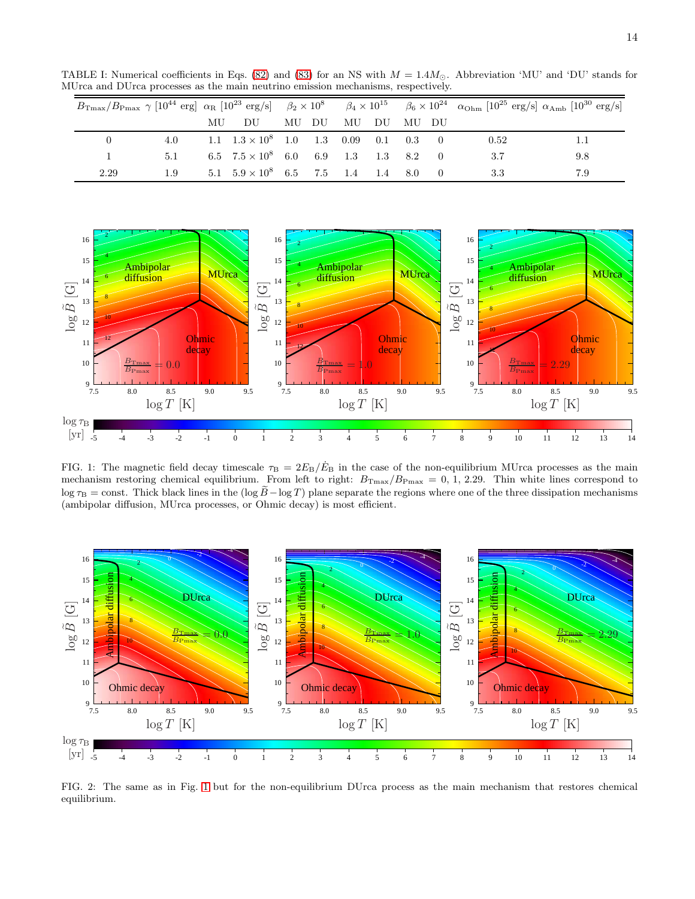TABLE I: Numerical coefficients in Eqs. (82) and (83) for an NS with $M = 1.4M_{\odot}$. Abbreviation 'MU' and 'DU' stands for MUrca and DUrca processes as the main neutrino emission mechanisms, respectively.

| $B_{\rm Tmax}/B_{\rm Pmax}$ | $\gamma$ [$10^{44}$ erg] | $\alpha_{\rm R}$ [$10^{23}$ erg/s] | | $\beta_2 \times 10^8$ | | $\beta_4 \times 10^{15}$ | | $\beta_6 \times 10^{24}$ | | $\alpha_{\rm Ohm}$ [$10^{25}$ erg/s] | $\alpha_{\rm Amb}$ [$10^{30}$ erg/s] |
|---|---|---|---|---|---|---|---|---|---|---|---|
| | | MU | DU | MU | DU | MU | DU | MU | DU | | |
| 0 | 4.0 | 1.1 | $1.3 \times 10^8$ | 1.0 | 1.3 | 0.09 | 0.1 | 0.3 | 0 | 0.52 | 1.1 |
| 1 | 5.1 | 6.5 | $7.5 \times 10^8$ | 6.0 | 6.9 | 1.3 | 1.3 | 8.2 | 0 | 3.7 | 9.8 |
| 2.29 | 1.9 | 5.1 | $5.9 \times 10^8$ | 6.5 | 7.5 | 1.4 | 1.4 | 8.0 | 0 | 3.3 | 7.9 |

FIG. 1: The magnetic field decay timescale $\tau_{\rm B} = 2E_{\rm B}/\dot{E}_{\rm B}$ in the case of the non-equilibrium MUrca processes as the main mechanism restoring chemical equilibrium. From left to right: $B_{\rm Tmax}/B_{\rm Pmax} = 0$, 1, 2.29. Thin white lines correspond to $\log \tau_{\rm B} = \text{const}$. Thick black lines in the $(\log \widetilde{B} - \log T)$ plane separate the regions where one of the three dissipation mechanisms (ambipolar diffusion, MUrca processes, or Ohmic decay) is most efficient.

FIG. 2: The same as in Fig. 1 but for the non-equilibrium DUrca process as the main mechanism that restores chemical equilibrium.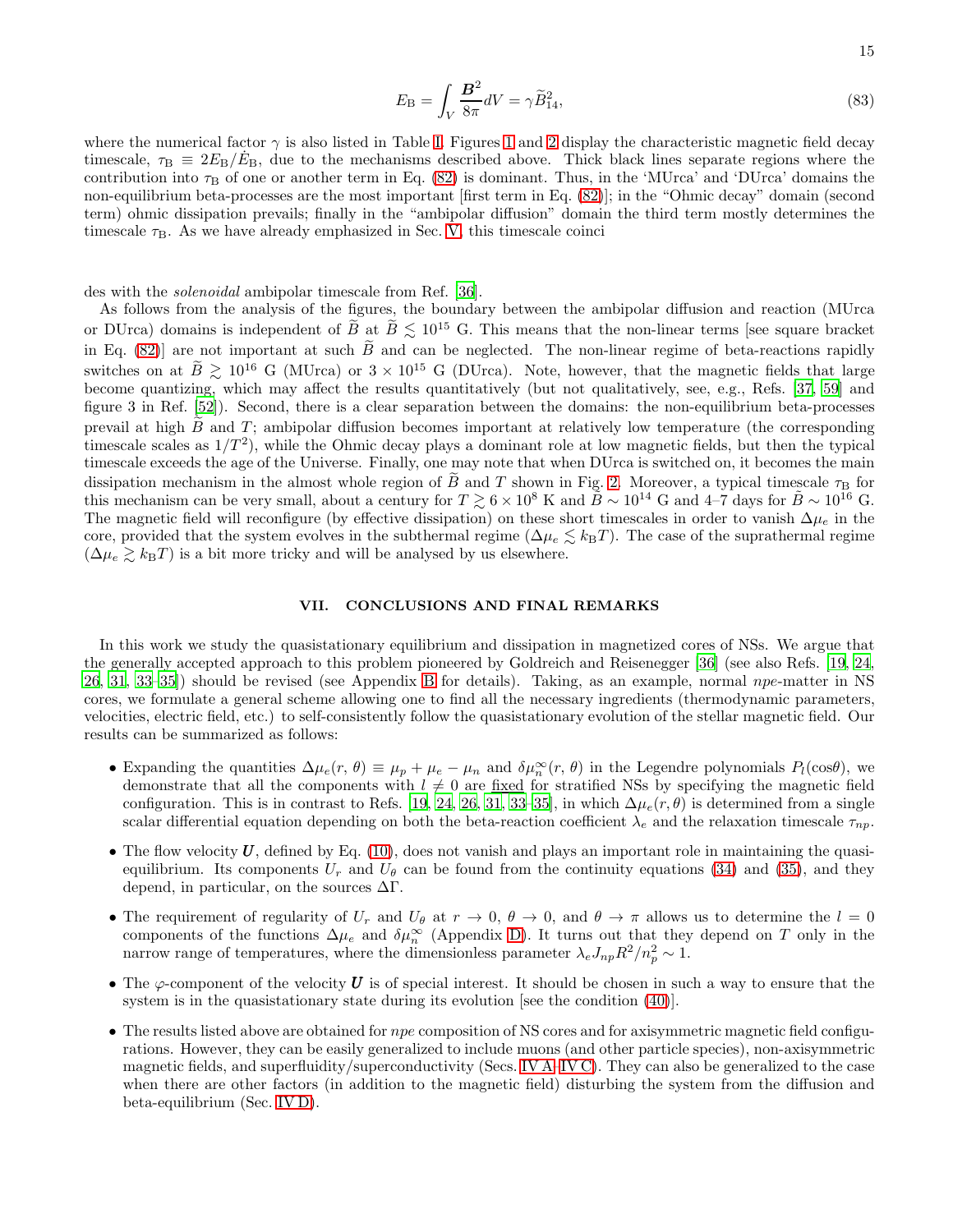$$E_{\rm B} = \int_V \frac{\boldsymbol{B}^2}{8\pi} dV = \gamma \widetilde{B}_{14}^2, \tag{83}$$

where the numerical factor $\gamma$ is also listed in Table I. Figures 1 and 2 display the characteristic magnetic field decay timescale, $\tau_{\rm B} \equiv 2E_{\rm B}/\dot{E}_{\rm B}$, due to the mechanisms described above. Thick black lines separate regions where the contribution into $\tau_{\rm B}$ of one or another term in Eq. (82) is dominant. Thus, in the 'MUrca' and 'DUrca' domains the non-equilibrium beta-processes are the most important [first term in Eq. (82)]; in the "Ohmic decay" domain (second term) ohmic dissipation prevails; finally in the "ambipolar diffusion" domain the third term mostly determines the timescale $\tau_{\rm B}$. As we have already emphasized in Sec. V, this timescale coincides with the *solenoidal* ambipolar timescale from Ref. [36].

As follows from the analysis of the figures, the boundary between the ambipolar diffusion and reaction (MUrca or DUrca) domains is independent of $\widetilde{B}$ at $\widetilde{B} \lesssim 10^{15}$ G. This means that the non-linear terms [see square bracket in Eq. (82)] are not important at such $\widetilde{B}$ and can be neglected. The non-linear regime of beta-reactions rapidly switches on at $\widetilde{B} \gtrsim 10^{16}$ G (MUrca) or $3 \times 10^{15}$ G (DUrca). Note, however, that the magnetic fields that large become quantizing, which may affect the results quantitatively (but not qualitatively, see, e.g., Refs. [37, 59] and figure 3 in Ref. [52]). Second, there is a clear separation between the domains: the non-equilibrium beta-processes prevail at high $\widetilde{B}$ and $T$; ambipolar diffusion becomes important at relatively low temperature (the corresponding timescale scales as $1/T^2$), while the Ohmic decay plays a dominant role at low magnetic fields, but then the typical timescale exceeds the age of the Universe. Finally, one may note that when DUrca is switched on, it becomes the main dissipation mechanism in the almost whole region of $\widetilde{B}$ and $T$ shown in Fig. 2. Moreover, a typical timescale $\tau_{\rm B}$ for this mechanism can be very small, about a century for $T \gtrsim 6 \times 10^8$ K and $\widetilde{B} \sim 10^{14}$ G and 4–7 days for $\widetilde{B} \sim 10^{16}$ G. The magnetic field will reconfigure (by effective dissipation) on these short timescales in order to vanish $\Delta\mu_e$ in the core, provided that the system evolves in the subthermal regime ($\Delta\mu_e \lesssim k_{\rm B}T$). The case of the suprathermal regime ($\Delta\mu_e \gtrsim k_{\rm B}T$) is a bit more tricky and will be analysed by us elsewhere.

## VII. CONCLUSIONS AND FINAL REMARKS

In this work we study the quasistationary equilibrium and dissipation in magnetized cores of NSs. We argue that the generally accepted approach to this problem pioneered by Goldreich and Reisenegger [36] (see also Refs. [19, 24, 26, 31, 33–35]) should be revised (see Appendix B for details). Taking, as an example, normal *npe*-matter in NS cores, we formulate a general scheme allowing one to find all the necessary ingredients (thermodynamic parameters, velocities, electric field, etc.) to self-consistently follow the quasistationary evolution of the stellar magnetic field. Our results can be summarized as follows:

- Expanding the quantities $\Delta\mu_e(r,\theta) \equiv \mu_p + \mu_e - \mu_n$ and $\delta\mu_n^\infty(r,\theta)$ in the Legendre polynomials $P_l(\cos\theta)$, we demonstrate that all the components with $l \neq 0$ are fixed for stratified NSs by specifying the magnetic field configuration. This is in contrast to Refs. [19, 24, 26, 31, 33–35], in which $\Delta\mu_e(r,\theta)$ is determined from a single scalar differential equation depending on both the beta-reaction coefficient $\lambda_e$ and the relaxation timescale $\tau_{np}$.
- The flow velocity $\boldsymbol{U}$, defined by Eq. (10), does not vanish and plays an important role in maintaining the quasi-equilibrium. Its components $U_r$ and $U_\theta$ can be found from the continuity equations (34) and (35), and they depend, in particular, on the sources $\Delta\Gamma$.
- The requirement of regularity of $U_r$ and $U_\theta$ at $r \to 0$, $\theta \to 0$, and $\theta \to \pi$ allows us to determine the $l = 0$ components of the functions $\Delta\mu_e$ and $\delta\mu_n^\infty$ (Appendix D). It turns out that they depend on $T$ only in the narrow range of temperatures, where the dimensionless parameter $\lambda_e J_{np} R^2/n_p^2 \sim 1$.
- The $\varphi$-component of the velocity $\boldsymbol{U}$ is of special interest. It should be chosen in such a way to ensure that the system is in the quasistationary state during its evolution [see the condition (40)].
- The results listed above are obtained for *npe* composition of NS cores and for axisymmetric magnetic field configurations. However, they can be easily generalized to include muons (and other particle species), non-axisymmetric magnetic fields, and superfluidity/superconductivity (Secs. IV A–IV C). They can also be generalized to the case when there are other factors (in addition to the magnetic field) disturbing the system from the diffusion and beta-equilibrium (Sec. IV D).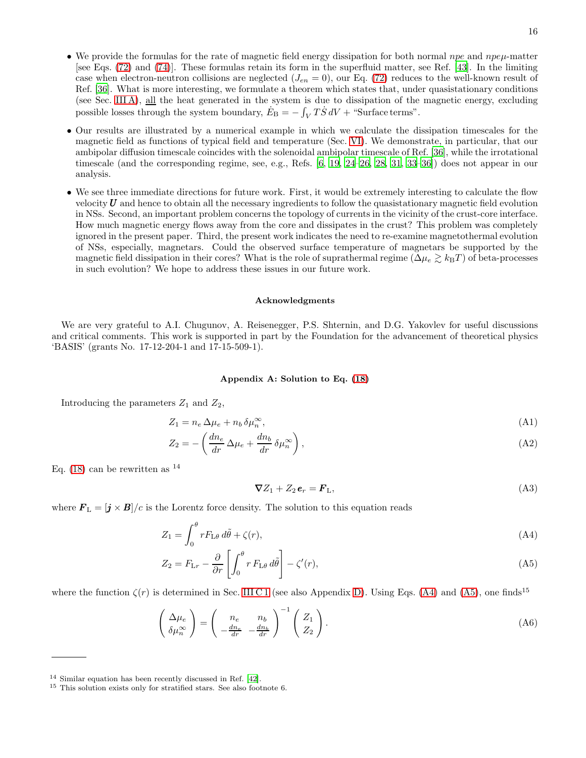- We provide the formulas for the rate of magnetic field energy dissipation for both normal $npe$ and $npe\mu$-matter [see Eqs. (72) and (74)]. These formulas retain its form in the superfluid matter, see Ref. [43]. In the limiting case when electron-neutron collisions are neglected ($J_{en} = 0$), our Eq. (72) reduces to the well-known result of Ref. [36]. What is more interesting, we formulate a theorem which states that, under quasistationary conditions (see Sec. III A), all the heat generated in the system is due to dissipation of the magnetic energy, excluding possible losses through the system boundary, $\dot{E}_{\rm B} = -\int_V T\dot{S}\, dV$ + "Surface terms".

- Our results are illustrated by a numerical example in which we calculate the dissipation timescales for the magnetic field as functions of typical field and temperature (Sec. VI). We demonstrate, in particular, that our ambipolar diffusion timescale coincides with the solenoidal ambipolar timescale of Ref. [36], while the irrotational timescale (and the corresponding regime, see, e.g., Refs. [6, 19, 24–26, 28, 31, 33–36]) does not appear in our analysis.

- We see three immediate directions for future work. First, it would be extremely interesting to calculate the flow velocity $\boldsymbol{U}$ and hence to obtain all the necessary ingredients to follow the quasistationary magnetic field evolution in NSs. Second, an important problem concerns the topology of currents in the vicinity of the crust-core interface. How much magnetic energy flows away from the core and dissipates in the crust? This problem was completely ignored in the present paper. Third, the present work indicates the need to re-examine magnetothermal evolution of NSs, especially, magnetars. Could the observed surface temperature of magnetars be supported by the magnetic field dissipation in their cores? What is the role of suprathermal regime ($\Delta\mu_e \gtrsim k_{\rm B}T$) of beta-processes in such evolution? We hope to address these issues in our future work.

## Acknowledgments

We are very grateful to A.I. Chugunov, A. Reisenegger, P.S. Shternin, and D.G. Yakovlev for useful discussions and critical comments. This work is supported in part by the Foundation for the advancement of theoretical physics 'BASIS' (grants No. 17-12-204-1 and 17-15-509-1).

## Appendix A: Solution to Eq. (18)

Introducing the parameters $Z_1$ and $Z_2$,

$$Z_1 = n_e\, \Delta\mu_e + n_b\, \delta\mu_n^\infty, \tag{A1}$$

$$Z_2 = -\left(\frac{dn_e}{dr}\, \Delta\mu_e + \frac{dn_b}{dr}\, \delta\mu_n^\infty\right), \tag{A2}$$

Eq. (18) can be rewritten as [14]

$$\boldsymbol{\nabla} Z_1 + Z_2\, \boldsymbol{e}_r = \boldsymbol{F}_{\rm L}, \tag{A3}$$

where $\boldsymbol{F}_{\rm L} = [\boldsymbol{j} \times \boldsymbol{B}]/c$ is the Lorentz force density. The solution to this equation reads

$$Z_1 = \int_0^\theta r F_{{\rm L}\theta}\, d\tilde{\theta} + \zeta(r), \tag{A4}$$

$$Z_2 = F_{{\rm L}r} - \frac{\partial}{\partial r}\left[\int_0^\theta r\, F_{{\rm L}\theta}\, d\tilde{\theta}\right] - \zeta'(r), \tag{A5}$$

where the function $\zeta(r)$ is determined in Sec. III C 1 (see also Appendix D). Using Eqs. (A4) and (A5), one finds[15]

$$\begin{pmatrix} \Delta\mu_e \\ \delta\mu_n^\infty \end{pmatrix} = \begin{pmatrix} n_e & n_b \\ -\frac{dn_e}{dr} & -\frac{dn_b}{dr} \end{pmatrix}^{-1} \begin{pmatrix} Z_1 \\ Z_2 \end{pmatrix}. \tag{A6}$$

---

[14] Similar equation has been recently discussed in Ref. [42].

[15] This solution exists only for stratified stars. See also footnote 6.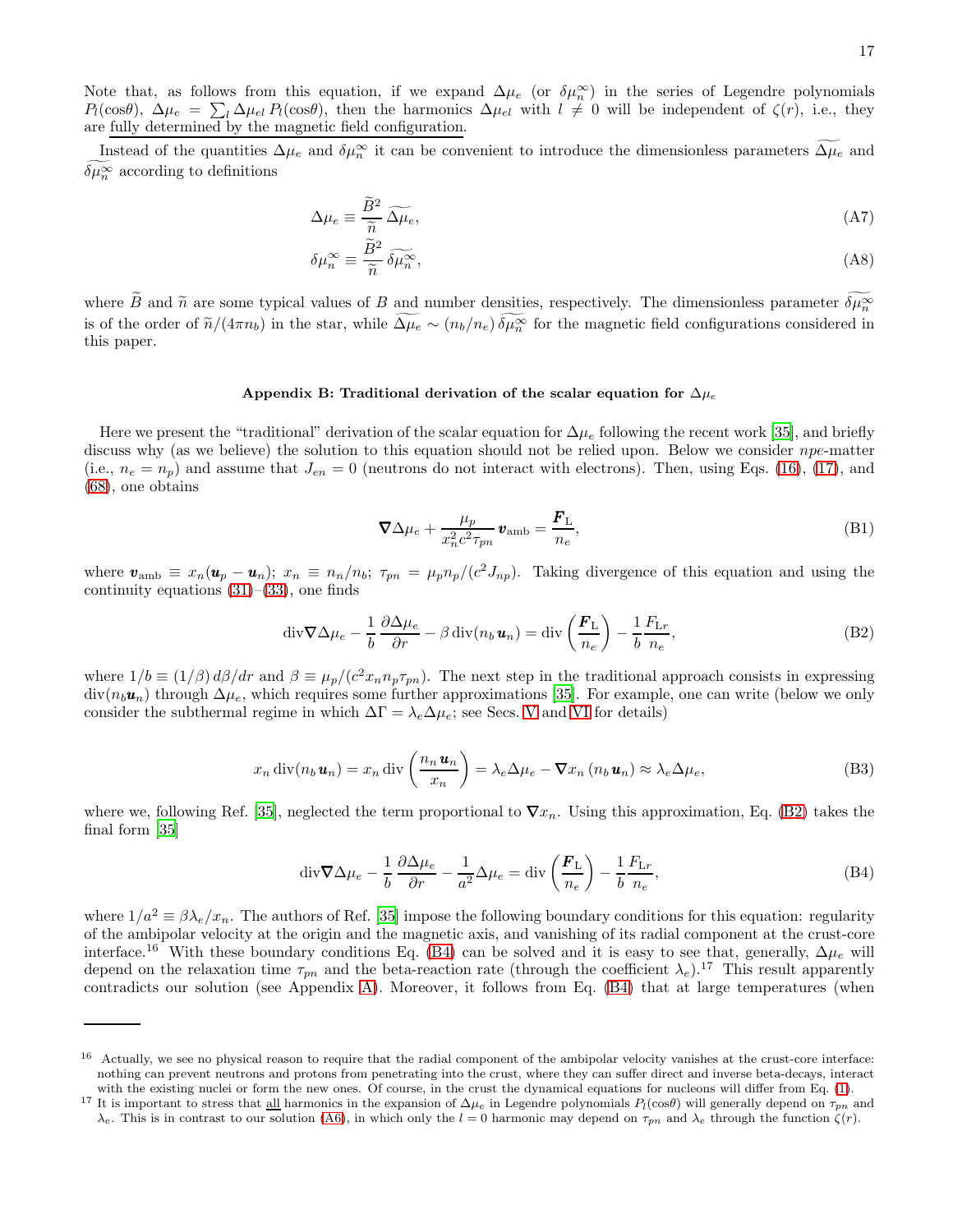Note that, as follows from this equation, if we expand $\Delta\mu_e$ (or $\delta\mu_n^\infty$) in the series of Legendre polynomials $P_l(\cos\theta)$, $\Delta\mu_e = \sum_l \Delta\mu_{el} P_l(\cos\theta)$, then the harmonics $\Delta\mu_{el}$ with $l \neq 0$ will be independent of $\zeta(r)$, i.e., they are <u>fully determined by the magnetic field configuration</u>.

Instead of the quantities $\Delta\mu_e$ and $\delta\mu_n^\infty$ it can be convenient to introduce the dimensionless parameters $\widetilde{\Delta\mu_e}$ and $\widetilde{\delta\mu_n^\infty}$ according to definitions

$$\Delta\mu_e \equiv \frac{\widetilde{B}^2}{\widetilde{n}}\,\widetilde{\Delta\mu_e}, \tag{A7}$$

$$\delta\mu_n^\infty \equiv \frac{\widetilde{B}^2}{\widetilde{n}}\,\widetilde{\delta\mu_n^\infty}, \tag{A8}$$

where $\widetilde{B}$ and $\widetilde{n}$ are some typical values of $B$ and number densities, respectively. The dimensionless parameter $\widetilde{\delta\mu_n^\infty}$ is of the order of $\widetilde{n}/(4\pi n_b)$ in the star, while $\widetilde{\Delta\mu_e} \sim (n_b/n_e)\,\widetilde{\delta\mu_n^\infty}$ for the magnetic field configurations considered in this paper.

## Appendix B: Traditional derivation of the scalar equation for $\Delta\mu_e$

Here we present the "traditional" derivation of the scalar equation for $\Delta\mu_e$ following the recent work [35], and briefly discuss why (as we believe) the solution to this equation should not be relied upon. Below we consider $npe$-matter (i.e., $n_e = n_p$) and assume that $J_{en} = 0$ (neutrons do not interact with electrons). Then, using Eqs. (16), (17), and (68), one obtains

$$\boldsymbol{\nabla}\Delta\mu_e + \frac{\mu_p}{x_n^2 c^2 \tau_{pn}}\,\boldsymbol{v}_{\rm amb} = \frac{\boldsymbol{F}_{\rm L}}{n_e}, \tag{B1}$$

where $\boldsymbol{v}_{\rm amb} \equiv x_n(\boldsymbol{u}_p - \boldsymbol{u}_n)$; $x_n \equiv n_n/n_b$; $\tau_{pn} = \mu_p n_p/(c^2 J_{np})$. Taking divergence of this equation and using the continuity equations (31)–(33), one finds

$$\mathrm{div}\boldsymbol{\nabla}\Delta\mu_e - \frac{1}{b}\,\frac{\partial\Delta\mu_e}{\partial r} - \beta\,\mathrm{div}(n_b\,\boldsymbol{u}_n) = \mathrm{div}\left(\frac{\boldsymbol{F}_{\rm L}}{n_e}\right) - \frac{1}{b}\,\frac{F_{{\rm L}r}}{n_e}, \tag{B2}$$

where $1/b \equiv (1/\beta)\,d\beta/dr$ and $\beta \equiv \mu_p/(c^2 x_n n_p \tau_{pn})$. The next step in the traditional approach consists in expressing $\mathrm{div}(n_b\boldsymbol{u}_n)$ through $\Delta\mu_e$, which requires some further approximations [35]. For example, one can write (below we only consider the subthermal regime in which $\Delta\Gamma = \lambda_e\Delta\mu_e$; see Secs. V and VI for details)

$$x_n\,\mathrm{div}(n_b\,\boldsymbol{u}_n) = x_n\,\mathrm{div}\left(\frac{n_n\,\boldsymbol{u}_n}{x_n}\right) = \lambda_e\Delta\mu_e - \boldsymbol{\nabla}x_n\,(n_b\,\boldsymbol{u}_n) \approx \lambda_e\Delta\mu_e, \tag{B3}$$

where we, following Ref. [35], neglected the term proportional to $\boldsymbol{\nabla}x_n$. Using this approximation, Eq. (B2) takes the final form [35]

$$\mathrm{div}\boldsymbol{\nabla}\Delta\mu_e - \frac{1}{b}\,\frac{\partial\Delta\mu_e}{\partial r} - \frac{1}{a^2}\Delta\mu_e = \mathrm{div}\left(\frac{\boldsymbol{F}_{\rm L}}{n_e}\right) - \frac{1}{b}\,\frac{F_{{\rm L}r}}{n_e}, \tag{B4}$$

where $1/a^2 \equiv \beta\lambda_e/x_n$. The authors of Ref. [35] impose the following boundary conditions for this equation: regularity of the ambipolar velocity at the origin and the magnetic axis, and vanishing of its radial component at the crust-core interface.[16] With these boundary conditions Eq. (B4) can be solved and it is easy to see that, generally, $\Delta\mu_e$ will depend on the relaxation time $\tau_{pn}$ and the beta-reaction rate (through the coefficient $\lambda_e$).[17] This result apparently contradicts our solution (see Appendix A). Moreover, it follows from Eq. (B4) that at large temperatures (when

---

[16] Actually, we see no physical reason to require that the radial component of the ambipolar velocity vanishes at the crust-core interface: nothing can prevent neutrons and protons from penetrating into the crust, where they can suffer direct and inverse beta-decays, interact with the existing nuclei or form the new ones. Of course, in the crust the dynamical equations for nucleons will differ from Eq. (1).

[17] It is important to stress that <u>all</u> harmonics in the expansion of $\Delta\mu_e$ in Legendre polynomials $P_l(\cos\theta)$ will generally depend on $\tau_{pn}$ and $\lambda_e$. This is in contrast to our solution (A6), in which only the $l = 0$ harmonic may depend on $\tau_{pn}$ and $\lambda_e$ through the function $\zeta(r)$.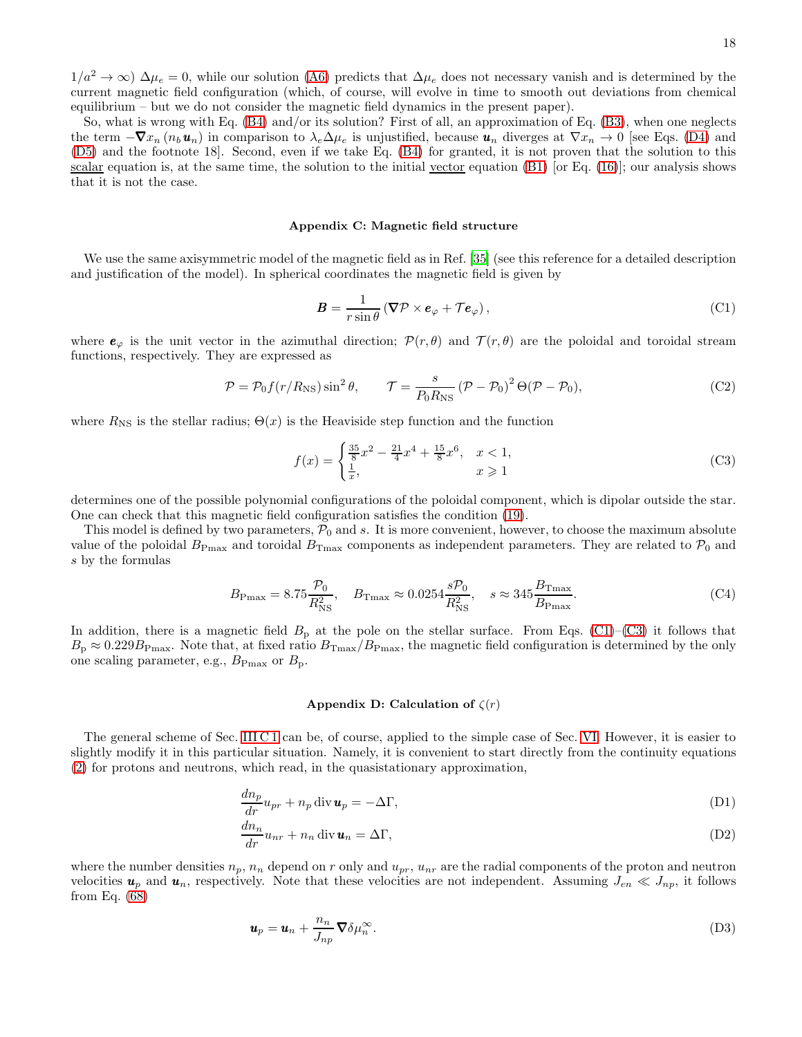$1/a^2 \to \infty$) $\Delta\mu_e = 0$, while our solution (A6) predicts that $\Delta\mu_e$ does not necessary vanish and is determined by the current magnetic field configuration (which, of course, will evolve in time to smooth out deviations from chemical equilibrium – but we do not consider the magnetic field dynamics in the present paper).

So, what is wrong with Eq. (B4) and/or its solution? First of all, an approximation of Eq. (B3), when one neglects the term $-\boldsymbol{\nabla} x_n \, (n_b \boldsymbol{u}_n)$ in comparison to $\lambda_e \Delta\mu_e$ is unjustified, because $\boldsymbol{u}_n$ diverges at $\nabla x_n \to 0$ [see Eqs. (D4) and (D5) and the footnote 18]. Second, even if we take Eq. (B4) for granted, it is not proven that the solution to this <u>scalar</u> equation is, at the same time, the solution to the initial <u>vector</u> equation (B1) [or Eq. (16)]; our analysis shows that it is not the case.

## Appendix C: Magnetic field structure

We use the same axisymmetric model of the magnetic field as in Ref. [35] (see this reference for a detailed description and justification of the model). In spherical coordinates the magnetic field is given by

$$\boldsymbol{B} = \frac{1}{r \sin\theta} \left( \boldsymbol{\nabla}\mathcal{P} \times \boldsymbol{e}_\varphi + \mathcal{T} \boldsymbol{e}_\varphi \right), \tag{C1}$$

where $\boldsymbol{e}_\varphi$ is the unit vector in the azimuthal direction; $\mathcal{P}(r,\theta)$ and $\mathcal{T}(r,\theta)$ are the poloidal and toroidal stream functions, respectively. They are expressed as

$$\mathcal{P} = \mathcal{P}_0 f(r/R_{\rm NS}) \sin^2\theta, \qquad \mathcal{T} = \frac{s}{P_0 R_{\rm NS}} \left(\mathcal{P} - \mathcal{P}_0\right)^2 \Theta(\mathcal{P} - \mathcal{P}_0), \tag{C2}$$

where $R_{\rm NS}$ is the stellar radius; $\Theta(x)$ is the Heaviside step function and the function

$$f(x) = \begin{cases} \frac{35}{8}x^2 - \frac{21}{4}x^4 + \frac{15}{8}x^6, & x < 1, \\ \frac{1}{x}, & x \geqslant 1 \end{cases} \tag{C3}$$

determines one of the possible polynomial configurations of the poloidal component, which is dipolar outside the star. One can check that this magnetic field configuration satisfies the condition (19).

This model is defined by two parameters, $\mathcal{P}_0$ and $s$. It is more convenient, however, to choose the maximum absolute value of the poloidal $B_{\rm Pmax}$ and toroidal $B_{\rm Tmax}$ components as independent parameters. They are related to $\mathcal{P}_0$ and $s$ by the formulas

$$B_{\rm Pmax} = 8.75 \frac{\mathcal{P}_0}{R_{\rm NS}^2}, \quad B_{\rm Tmax} \approx 0.0254 \frac{s\mathcal{P}_0}{R_{\rm NS}^2}, \quad s \approx 345 \frac{B_{\rm Tmax}}{B_{\rm Pmax}}. \tag{C4}$$

In addition, there is a magnetic field $B_{\rm p}$ at the pole on the stellar surface. From Eqs. (C1)–(C3) it follows that $B_{\rm p} \approx 0.229 B_{\rm Pmax}$. Note that, at fixed ratio $B_{\rm Tmax}/B_{\rm Pmax}$, the magnetic field configuration is determined by the only one scaling parameter, e.g., $B_{\rm Pmax}$ or $B_{\rm p}$.

## Appendix D: Calculation of $\zeta(r)$

The general scheme of Sec. III C 1 can be, of course, applied to the simple case of Sec. VI. However, it is easier to slightly modify it in this particular situation. Namely, it is convenient to start directly from the continuity equations (2) for protons and neutrons, which read, in the quasistationary approximation,

$$\frac{dn_p}{dr} u_{pr} + n_p \,\mathrm{div}\, \boldsymbol{u}_p = -\Delta\Gamma, \tag{D1}$$

$$\frac{dn_n}{dr} u_{nr} + n_n \,\mathrm{div}\, \boldsymbol{u}_n = \Delta\Gamma, \tag{D2}$$

where the number densities $n_p$, $n_n$ depend on $r$ only and $u_{pr}$, $u_{nr}$ are the radial components of the proton and neutron velocities $\boldsymbol{u}_p$ and $\boldsymbol{u}_n$, respectively. Note that these velocities are not independent. Assuming $J_{en} \ll J_{np}$, it follows from Eq. (68)

$$\boldsymbol{u}_p = \boldsymbol{u}_n + \frac{n_n}{J_{np}} \boldsymbol{\nabla} \delta\mu_n^\infty. \tag{D3}$$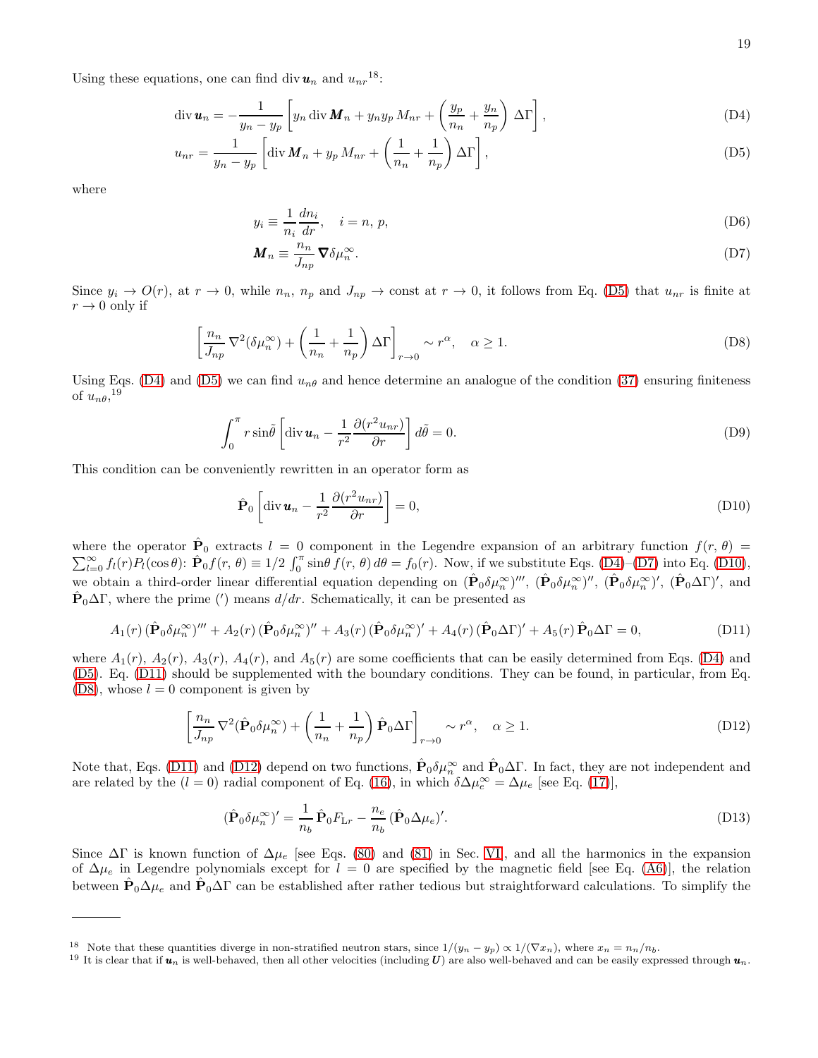Using these equations, one can find $\operatorname{div} \boldsymbol{u}_n$ and $u_{nr}$[18]:

$$\operatorname{div} \boldsymbol{u}_n = -\frac{1}{y_n - y_p}\left[y_n \operatorname{div} \boldsymbol{M}_n + y_n y_p\, M_{nr} + \left(\frac{y_p}{n_n} + \frac{y_n}{n_p}\right)\Delta\Gamma\right], \tag{D4}$$

$$u_{nr} = \frac{1}{y_n - y_p}\left[\operatorname{div} \boldsymbol{M}_n + y_p\, M_{nr} + \left(\frac{1}{n_n} + \frac{1}{n_p}\right)\Delta\Gamma\right], \tag{D5}$$

where

$$y_i \equiv \frac{1}{n_i}\frac{dn_i}{dr}, \quad i = n,\, p, \tag{D6}$$

$$\boldsymbol{M}_n \equiv \frac{n_n}{J_{np}}\,\boldsymbol{\nabla}\delta\mu_n^\infty. \tag{D7}$$

Since $y_i \to O(r)$, at $r \to 0$, while $n_n$, $n_p$ and $J_{np} \to$ const at $r \to 0$, it follows from Eq. (D5) that $u_{nr}$ is finite at $r \to 0$ only if

$$\left[\frac{n_n}{J_{np}}\,\nabla^2(\delta\mu_n^\infty) + \left(\frac{1}{n_n} + \frac{1}{n_p}\right)\Delta\Gamma\right]_{r\to 0} \sim r^\alpha, \quad \alpha \geq 1. \tag{D8}$$

Using Eqs. (D4) and (D5) we can find $u_{n\theta}$ and hence determine an analogue of the condition (37) ensuring finiteness of $u_{n\theta}$,[19]

$$\int_0^\pi r\sin\tilde{\theta}\left[\operatorname{div} \boldsymbol{u}_n - \frac{1}{r^2}\frac{\partial(r^2 u_{nr})}{\partial r}\right]d\tilde{\theta} = 0. \tag{D9}$$

This condition can be conveniently rewritten in an operator form as

$$\hat{\mathbf{P}}_0\left[\operatorname{div} \boldsymbol{u}_n - \frac{1}{r^2}\frac{\partial(r^2 u_{nr})}{\partial r}\right] = 0, \tag{D10}$$

where the operator $\hat{\mathbf{P}}_0$ extracts $l = 0$ component in the Legendre expansion of an arbitrary function $f(r,\theta) = \sum_{l=0}^\infty f_l(r) P_l(\cos\theta)$: $\hat{\mathbf{P}}_0 f(r,\theta) \equiv 1/2\int_0^\pi \sin\theta\, f(r,\theta)\, d\theta = f_0(r)$. Now, if we substitute Eqs. (D4)–(D7) into Eq. (D10), we obtain a third-order linear differential equation depending on $(\hat{\mathbf{P}}_0\delta\mu_n^\infty)'''$, $(\hat{\mathbf{P}}_0\delta\mu_n^\infty)''$, $(\hat{\mathbf{P}}_0\delta\mu_n^\infty)'$, $(\hat{\mathbf{P}}_0\Delta\Gamma)'$, and $\hat{\mathbf{P}}_0\Delta\Gamma$, where the prime ($'$) means $d/dr$. Schematically, it can be presented as

$$A_1(r)\,(\hat{\mathbf{P}}_0\delta\mu_n^\infty)''' + A_2(r)\,(\hat{\mathbf{P}}_0\delta\mu_n^\infty)'' + A_3(r)\,(\hat{\mathbf{P}}_0\delta\mu_n^\infty)' + A_4(r)\,(\hat{\mathbf{P}}_0\Delta\Gamma)' + A_5(r)\,\hat{\mathbf{P}}_0\Delta\Gamma = 0, \tag{D11}$$

where $A_1(r)$, $A_2(r)$, $A_3(r)$, $A_4(r)$, and $A_5(r)$ are some coefficients that can be easily determined from Eqs. (D4) and (D5). Eq. (D11) should be supplemented with the boundary conditions. They can be found, in particular, from Eq. (D8), whose $l = 0$ component is given by

$$\left[\frac{n_n}{J_{np}}\,\nabla^2(\hat{\mathbf{P}}_0\delta\mu_n^\infty) + \left(\frac{1}{n_n} + \frac{1}{n_p}\right)\hat{\mathbf{P}}_0\Delta\Gamma\right]_{r\to 0} \sim r^\alpha, \quad \alpha \geq 1. \tag{D12}$$

Note that, Eqs. (D11) and (D12) depend on two functions, $\hat{\mathbf{P}}_0\delta\mu_n^\infty$ and $\hat{\mathbf{P}}_0\Delta\Gamma$. In fact, they are not independent and are related by the ($l = 0$) radial component of Eq. (16), in which $\delta\Delta\mu_e^\infty = \Delta\mu_e$ [see Eq. (17)],

$$(\hat{\mathbf{P}}_0\delta\mu_n^\infty)' = \frac{1}{n_b}\,\hat{\mathbf{P}}_0 F_{\mathrm{L}r} - \frac{n_e}{n_b}\,(\hat{\mathbf{P}}_0\Delta\mu_e)'. \tag{D13}$$

Since $\Delta\Gamma$ is known function of $\Delta\mu_e$ [see Eqs. (80) and (81) in Sec. VI], and all the harmonics in the expansion of $\Delta\mu_e$ in Legendre polynomials except for $l = 0$ are specified by the magnetic field [see Eq. (A6)], the relation between $\hat{\mathbf{P}}_0\Delta\mu_e$ and $\hat{\mathbf{P}}_0\Delta\Gamma$ can be established after rather tedious but straightforward calculations. To simplify the

---

[18] Note that these quantities diverge in non-stratified neutron stars, since $1/(y_n - y_p) \propto 1/(\nabla x_n)$, where $x_n = n_n/n_b$.

[19] It is clear that if $\boldsymbol{u}_n$ is well-behaved, then all other velocities (including $\boldsymbol{U}$) are also well-behaved and can be easily expressed through $\boldsymbol{u}_n$.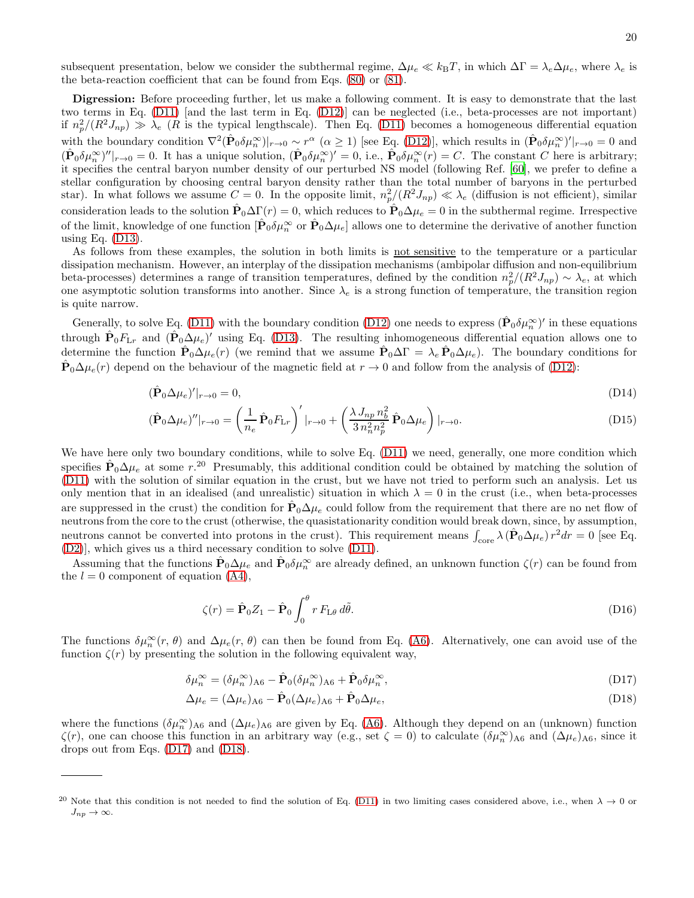subsequent presentation, below we consider the subthermal regime, $\Delta\mu_e \ll k_{\rm B}T$, in which $\Delta\Gamma = \lambda_e \Delta\mu_e$, where $\lambda_e$ is the beta-reaction coefficient that can be found from Eqs. (80) or (81).

**Digression:** Before proceeding further, let us make a following comment. It is easy to demonstrate that the last two terms in Eq. (D11) [and the last term in Eq. (D12)] can be neglected (i.e., beta-processes are not important) if $n_p^2/(R^2 J_{np}) \gg \lambda_e$ ($R$ is the typical lengthscale). Then Eq. (D11) becomes a homogeneous differential equation with the boundary condition $\nabla^2(\hat{\mathbf{P}}_0 \delta\mu_n^\infty)|_{r\to 0} \sim r^\alpha$ ($\alpha \geq 1$) [see Eq. (D12)], which results in $(\hat{\mathbf{P}}_0 \delta\mu_n^\infty)'|_{r\to 0} = 0$ and $(\hat{\mathbf{P}}_0 \delta\mu_n^\infty)''|_{r\to 0} = 0$. It has a unique solution, $(\hat{\mathbf{P}}_0 \delta\mu_n^\infty)' = 0$, i.e., $\hat{\mathbf{P}}_0 \delta\mu_n^\infty(r) = C$. The constant $C$ here is arbitrary; it specifies the central baryon number density of our perturbed NS model (following Ref. [60], we prefer to define a stellar configuration by choosing central baryon density rather than the total number of baryons in the perturbed star). In what follows we assume $C = 0$. In the opposite limit, $n_p^2/(R^2 J_{np}) \ll \lambda_e$ (diffusion is not efficient), similar consideration leads to the solution $\hat{\mathbf{P}}_0 \Delta\Gamma(r) = 0$, which reduces to $\hat{\mathbf{P}}_0 \Delta\mu_e = 0$ in the subthermal regime. Irrespective of the limit, knowledge of one function [$\hat{\mathbf{P}}_0 \delta\mu_n^\infty$ or $\hat{\mathbf{P}}_0 \Delta\mu_e$] allows one to determine the derivative of another function using Eq. (D13).

As follows from these examples, the solution in both limits is not sensitive to the temperature or a particular dissipation mechanism. However, an interplay of the dissipation mechanisms (ambipolar diffusion and non-equilibrium beta-processes) determines a range of transition temperatures, defined by the condition $n_p^2/(R^2 J_{np}) \sim \lambda_e$, at which one asymptotic solution transforms into another. Since $\lambda_e$ is a strong function of temperature, the transition region is quite narrow.

Generally, to solve Eq. (D11) with the boundary condition (D12) one needs to express $(\hat{\mathbf{P}}_0 \delta\mu_n^\infty)'$ in these equations through $\hat{\mathbf{P}}_0 F_{{\rm L}r}$ and $(\hat{\mathbf{P}}_0 \Delta\mu_e)'$ using Eq. (D13). The resulting inhomogeneous differential equation allows one to determine the function $\hat{\mathbf{P}}_0 \Delta\mu_e(r)$ (we remind that we assume $\hat{\mathbf{P}}_0 \Delta\Gamma = \lambda_e \hat{\mathbf{P}}_0 \Delta\mu_e$). The boundary conditions for $\hat{\mathbf{P}}_0 \Delta\mu_e(r)$ depend on the behaviour of the magnetic field at $r \to 0$ and follow from the analysis of (D12):

$$(\hat{\mathbf{P}}_0 \Delta\mu_e)'|_{r\to 0} = 0, \tag{D14}$$

$$(\hat{\mathbf{P}}_0 \Delta\mu_e)''|_{r\to 0} = \left(\frac{1}{n_e} \hat{\mathbf{P}}_0 F_{{\rm L}r}\right)'|_{r\to 0} + \left(\frac{\lambda\, J_{np}\, n_b^2}{3\, n_n^2 n_p^2} \hat{\mathbf{P}}_0 \Delta\mu_e\right)|_{r\to 0}. \tag{D15}$$

We have here only two boundary conditions, while to solve Eq. (D11) we need, generally, one more condition which specifies $\hat{\mathbf{P}}_0 \Delta\mu_e$ at some $r$.[20] Presumably, this additional condition could be obtained by matching the solution of (D11) with the solution of similar equation in the crust, but we have not tried to perform such an analysis. Let us only mention that in an idealised (and unrealistic) situation in which $\lambda = 0$ in the crust (i.e., when beta-processes are suppressed in the crust) the condition for $\hat{\mathbf{P}}_0 \Delta\mu_e$ could follow from the requirement that there are no net flow of neutrons from the core to the crust (otherwise, the quasistationarity condition would break down, since, by assumption, neutrons cannot be converted into protons in the crust). This requirement means $\int_{\rm core} \lambda\, (\hat{\mathbf{P}}_0 \Delta\mu_e)\, r^2 dr = 0$ [see Eq. (D2)], which gives us a third necessary condition to solve (D11).

Assuming that the functions $\hat{\mathbf{P}}_0 \Delta\mu_e$ and $\hat{\mathbf{P}}_0 \delta\mu_n^\infty$ are already defined, an unknown function $\zeta(r)$ can be found from the $l = 0$ component of equation (A4),

$$\zeta(r) = \hat{\mathbf{P}}_0 Z_1 - \hat{\mathbf{P}}_0 \int_0^\theta r\, F_{{\rm L}\theta}\, d\tilde{\theta}. \tag{D16}$$

The functions $\delta\mu_n^\infty(r, \theta)$ and $\Delta\mu_e(r, \theta)$ can then be found from Eq. (A6). Alternatively, one can avoid use of the function $\zeta(r)$ by presenting the solution in the following equivalent way,

$$\delta\mu_n^\infty = (\delta\mu_n^\infty)_{\rm A6} - \hat{\mathbf{P}}_0 (\delta\mu_n^\infty)_{\rm A6} + \hat{\mathbf{P}}_0 \delta\mu_n^\infty, \tag{D17}$$

$$\Delta\mu_e = (\Delta\mu_e)_{\rm A6} - \hat{\mathbf{P}}_0 (\Delta\mu_e)_{\rm A6} + \hat{\mathbf{P}}_0 \Delta\mu_e, \tag{D18}$$

where the functions $(\delta\mu_n^\infty)_{\rm A6}$ and $(\Delta\mu_e)_{\rm A6}$ are given by Eq. (A6). Although they depend on an (unknown) function $\zeta(r)$, one can choose this function in an arbitrary way (e.g., set $\zeta = 0$) to calculate $(\delta\mu_n^\infty)_{\rm A6}$ and $(\Delta\mu_e)_{\rm A6}$, since it drops out from Eqs. (D17) and (D18).

---

[20] Note that this condition is not needed to find the solution of Eq. (D11) in two limiting cases considered above, i.e., when $\lambda \to 0$ or $J_{np} \to \infty$.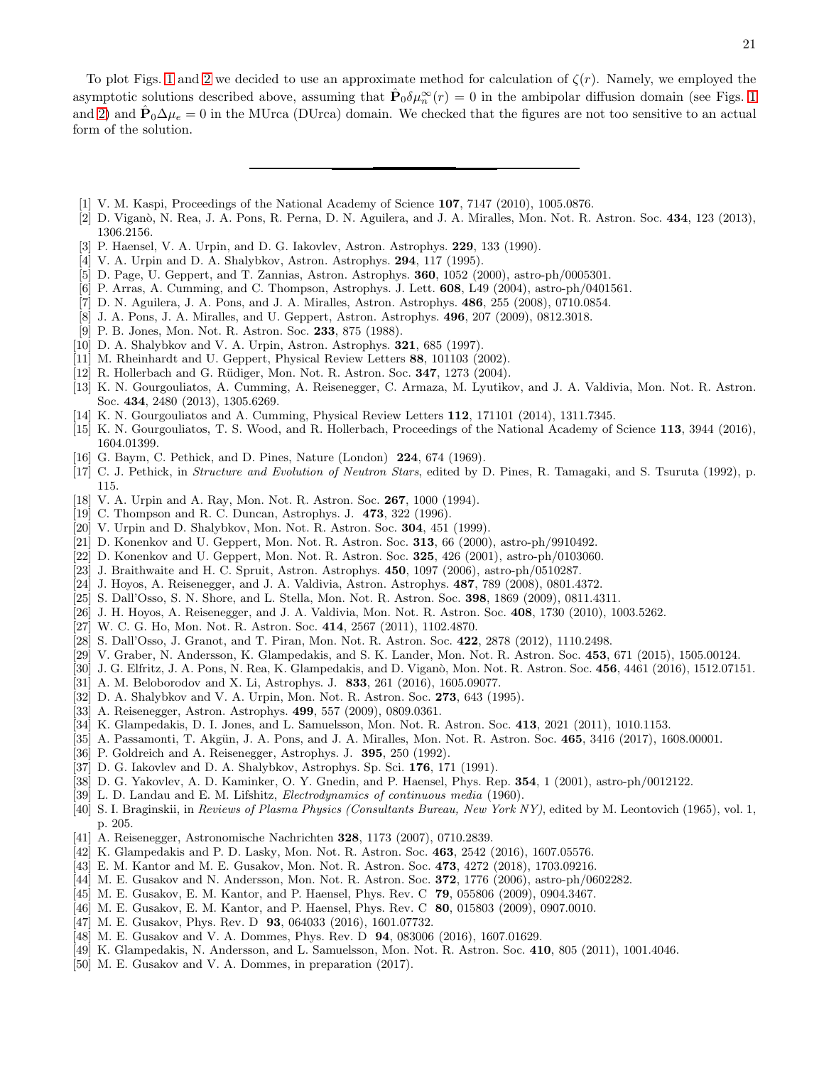To plot Figs. 1 and 2 we decided to use an approximate method for calculation of $\zeta(r)$. Namely, we employed the asymptotic solutions described above, assuming that $\hat{\mathbf{P}}_0 \delta\mu_n^\infty(r) = 0$ in the ambipolar diffusion domain (see Figs. 1 and 2) and $\hat{\mathbf{P}}_0 \Delta\mu_e = 0$ in the MUrca (DUrca) domain. We checked that the figures are not too sensitive to an actual form of the solution.

---

[1] V. M. Kaspi, Proceedings of the National Academy of Science **107**, 7147 (2010), 1005.0876.
[2] D. Viganò, N. Rea, J. A. Pons, R. Perna, D. N. Aguilera, and J. A. Miralles, Mon. Not. R. Astron. Soc. **434**, 123 (2013), 1306.2156.
[3] P. Haensel, V. A. Urpin, and D. G. Iakovlev, Astron. Astrophys. **229**, 133 (1990).
[4] V. A. Urpin and D. A. Shalybkov, Astron. Astrophys. **294**, 117 (1995).
[5] D. Page, U. Geppert, and T. Zannias, Astron. Astrophys. **360**, 1052 (2000), astro-ph/0005301.
[6] P. Arras, A. Cumming, and C. Thompson, Astrophys. J. Lett. **608**, L49 (2004), astro-ph/0401561.
[7] D. N. Aguilera, J. A. Pons, and J. A. Miralles, Astron. Astrophys. **486**, 255 (2008), 0710.0854.
[8] J. A. Pons, J. A. Miralles, and U. Geppert, Astron. Astrophys. **496**, 207 (2009), 0812.3018.
[9] P. B. Jones, Mon. Not. R. Astron. Soc. **233**, 875 (1988).
[10] D. A. Shalybkov and V. A. Urpin, Astron. Astrophys. **321**, 685 (1997).
[11] M. Rheinhardt and U. Geppert, Physical Review Letters **88**, 101103 (2002).
[12] R. Hollerbach and G. Rüdiger, Mon. Not. R. Astron. Soc. **347**, 1273 (2004).
[13] K. N. Gourgouliatos, A. Cumming, A. Reisenegger, C. Armaza, M. Lyutikov, and J. A. Valdivia, Mon. Not. R. Astron. Soc. **434**, 2480 (2013), 1305.6269.
[14] K. N. Gourgouliatos and A. Cumming, Physical Review Letters **112**, 171101 (2014), 1311.7345.
[15] K. N. Gourgouliatos, T. S. Wood, and R. Hollerbach, Proceedings of the National Academy of Science **113**, 3944 (2016), 1604.01399.
[16] G. Baym, C. Pethick, and D. Pines, Nature (London) **224**, 674 (1969).
[17] C. J. Pethick, in *Structure and Evolution of Neutron Stars*, edited by D. Pines, R. Tamagaki, and S. Tsuruta (1992), p. 115.
[18] V. A. Urpin and A. Ray, Mon. Not. R. Astron. Soc. **267**, 1000 (1994).
[19] C. Thompson and R. C. Duncan, Astrophys. J. **473**, 322 (1996).
[20] V. Urpin and D. Shalybkov, Mon. Not. R. Astron. Soc. **304**, 451 (1999).
[21] D. Konenkov and U. Geppert, Mon. Not. R. Astron. Soc. **313**, 66 (2000), astro-ph/9910492.
[22] D. Konenkov and U. Geppert, Mon. Not. R. Astron. Soc. **325**, 426 (2001), astro-ph/0103060.
[23] J. Braithwaite and H. C. Spruit, Astron. Astrophys. **450**, 1097 (2006), astro-ph/0510287.
[24] J. Hoyos, A. Reisenegger, and J. A. Valdivia, Astron. Astrophys. **487**, 789 (2008), 0801.4372.
[25] S. Dall'Osso, S. N. Shore, and L. Stella, Mon. Not. R. Astron. Soc. **398**, 1869 (2009), 0811.4311.
[26] J. H. Hoyos, A. Reisenegger, and J. A. Valdivia, Mon. Not. R. Astron. Soc. **408**, 1730 (2010), 1003.5262.
[27] W. C. G. Ho, Mon. Not. R. Astron. Soc. **414**, 2567 (2011), 1102.4870.
[28] S. Dall'Osso, J. Granot, and T. Piran, Mon. Not. R. Astron. Soc. **422**, 2878 (2012), 1110.2498.
[29] V. Graber, N. Andersson, K. Glampedakis, and S. K. Lander, Mon. Not. R. Astron. Soc. **453**, 671 (2015), 1505.00124.
[30] J. G. Elfritz, J. A. Pons, N. Rea, K. Glampedakis, and D. Viganò, Mon. Not. R. Astron. Soc. **456**, 4461 (2016), 1512.07151.
[31] A. M. Beloborodov and X. Li, Astrophys. J. **833**, 261 (2016), 1605.09077.
[32] D. A. Shalybkov and V. A. Urpin, Mon. Not. R. Astron. Soc. **273**, 643 (1995).
[33] A. Reisenegger, Astron. Astrophys. **499**, 557 (2009), 0809.0361.
[34] K. Glampedakis, D. I. Jones, and L. Samuelsson, Mon. Not. R. Astron. Soc. **413**, 2021 (2011), 1010.1153.
[35] A. Passamonti, T. Akgün, J. A. Pons, and J. A. Miralles, Mon. Not. R. Astron. Soc. **465**, 3416 (2017), 1608.00001.
[36] P. Goldreich and A. Reisenegger, Astrophys. J. **395**, 250 (1992).
[37] D. G. Iakovlev and D. A. Shalybkov, Astrophys. Sp. Sci. **176**, 171 (1991).
[38] D. G. Yakovlev, A. D. Kaminker, O. Y. Gnedin, and P. Haensel, Phys. Rep. **354**, 1 (2001), astro-ph/0012122.
[39] L. D. Landau and E. M. Lifshitz, *Electrodynamics of continuous media* (1960).
[40] S. I. Braginskii, in *Reviews of Plasma Physics (Consultants Bureau, New York NY)*, edited by M. Leontovich (1965), vol. 1, p. 205.
[41] A. Reisenegger, Astronomische Nachrichten **328**, 1173 (2007), 0710.2839.
[42] K. Glampedakis and P. D. Lasky, Mon. Not. R. Astron. Soc. **463**, 2542 (2016), 1607.05576.
[43] E. M. Kantor and M. E. Gusakov, Mon. Not. R. Astron. Soc. **473**, 4272 (2018), 1703.09216.
[44] M. E. Gusakov and N. Andersson, Mon. Not. R. Astron. Soc. **372**, 1776 (2006), astro-ph/0602282.
[45] M. E. Gusakov, E. M. Kantor, and P. Haensel, Phys. Rev. C **79**, 055806 (2009), 0904.3467.
[46] M. E. Gusakov, E. M. Kantor, and P. Haensel, Phys. Rev. C **80**, 015803 (2009), 0907.0010.
[47] M. E. Gusakov, Phys. Rev. D **93**, 064033 (2016), 1601.07732.
[48] M. E. Gusakov and V. A. Dommes, Phys. Rev. D **94**, 083006 (2016), 1607.01629.
[49] K. Glampedakis, N. Andersson, and L. Samuelsson, Mon. Not. R. Astron. Soc. **410**, 805 (2011), 1001.4046.
[50] M. E. Gusakov and V. A. Dommes, in preparation (2017).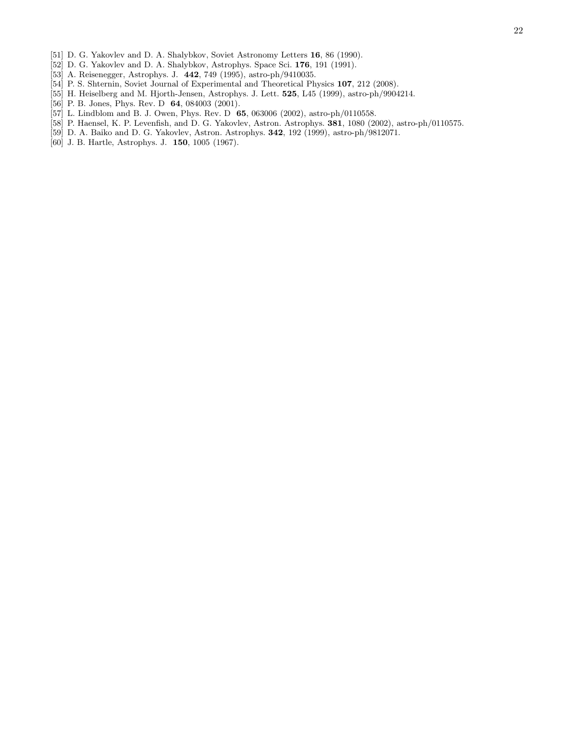[51] D. G. Yakovlev and D. A. Shalybkov, Soviet Astronomy Letters **16**, 86 (1990).
[52] D. G. Yakovlev and D. A. Shalybkov, Astrophys. Space Sci. **176**, 191 (1991).
[53] A. Reisenegger, Astrophys. J. **442**, 749 (1995), astro-ph/9410035.
[54] P. S. Shternin, Soviet Journal of Experimental and Theoretical Physics **107**, 212 (2008).
[55] H. Heiselberg and M. Hjorth-Jensen, Astrophys. J. Lett. **525**, L45 (1999), astro-ph/9904214.
[56] P. B. Jones, Phys. Rev. D **64**, 084003 (2001).
[57] L. Lindblom and B. J. Owen, Phys. Rev. D **65**, 063006 (2002), astro-ph/0110558.
[58] P. Haensel, K. P. Levenfish, and D. G. Yakovlev, Astron. Astrophys. **381**, 1080 (2002), astro-ph/0110575.
[59] D. A. Baiko and D. G. Yakovlev, Astron. Astrophys. **342**, 192 (1999), astro-ph/9812071.
[60] J. B. Hartle, Astrophys. J. **150**, 1005 (1967).